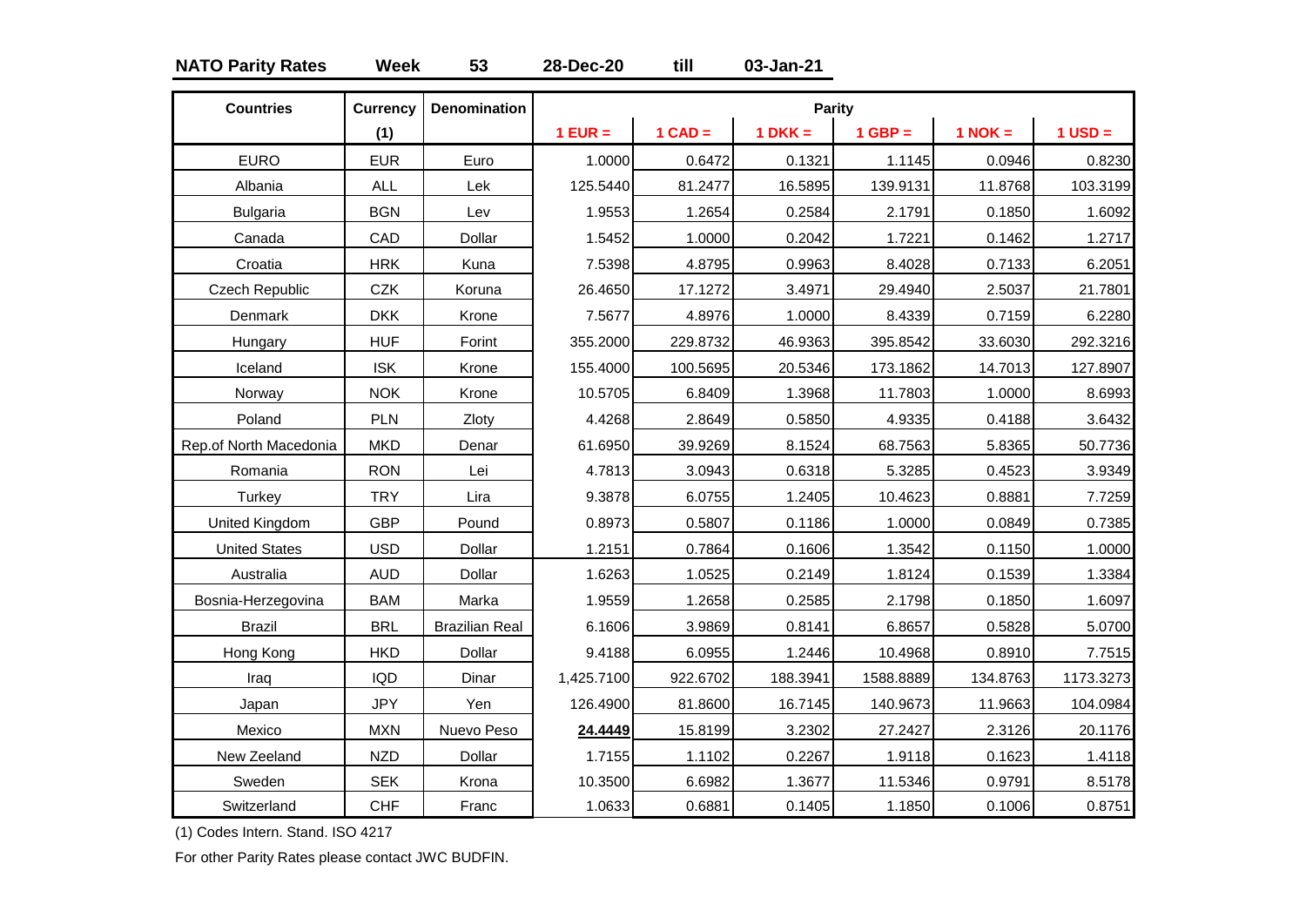**NATO Parity Rates** **Week** **53** **28-Dec-20** **till** **03-Jan-21**

| Countries | Currency (1) | Denomination | Parity 1 EUR = | 1 CAD = | 1 DKK = | 1 GBP = | 1 NOK = | 1 USD = |
|---|---|---|---|---|---|---|---|---|
| EURO | EUR | Euro | 1.0000 | 0.6472 | 0.1321 | 1.1145 | 0.0946 | 0.8230 |
| Albania | ALL | Lek | 125.5440 | 81.2477 | 16.5895 | 139.9131 | 11.8768 | 103.3199 |
| Bulgaria | BGN | Lev | 1.9553 | 1.2654 | 0.2584 | 2.1791 | 0.1850 | 1.6092 |
| Canada | CAD | Dollar | 1.5452 | 1.0000 | 0.2042 | 1.7221 | 0.1462 | 1.2717 |
| Croatia | HRK | Kuna | 7.5398 | 4.8795 | 0.9963 | 8.4028 | 0.7133 | 6.2051 |
| Czech Republic | CZK | Koruna | 26.4650 | 17.1272 | 3.4971 | 29.4940 | 2.5037 | 21.7801 |
| Denmark | DKK | Krone | 7.5677 | 4.8976 | 1.0000 | 8.4339 | 0.7159 | 6.2280 |
| Hungary | HUF | Forint | 355.2000 | 229.8732 | 46.9363 | 395.8542 | 33.6030 | 292.3216 |
| Iceland | ISK | Krone | 155.4000 | 100.5695 | 20.5346 | 173.1862 | 14.7013 | 127.8907 |
| Norway | NOK | Krone | 10.5705 | 6.8409 | 1.3968 | 11.7803 | 1.0000 | 8.6993 |
| Poland | PLN | Zloty | 4.4268 | 2.8649 | 0.5850 | 4.9335 | 0.4188 | 3.6432 |
| Rep.of North Macedonia | MKD | Denar | 61.6950 | 39.9269 | 8.1524 | 68.7563 | 5.8365 | 50.7736 |
| Romania | RON | Lei | 4.7813 | 3.0943 | 0.6318 | 5.3285 | 0.4523 | 3.9349 |
| Turkey | TRY | Lira | 9.3878 | 6.0755 | 1.2405 | 10.4623 | 0.8881 | 7.7259 |
| United Kingdom | GBP | Pound | 0.8973 | 0.5807 | 0.1186 | 1.0000 | 0.0849 | 0.7385 |
| United States | USD | Dollar | 1.2151 | 0.7864 | 0.1606 | 1.3542 | 0.1150 | 1.0000 |
| Australia | AUD | Dollar | 1.6263 | 1.0525 | 0.2149 | 1.8124 | 0.1539 | 1.3384 |
| Bosnia-Herzegovina | BAM | Marka | 1.9559 | 1.2658 | 0.2585 | 2.1798 | 0.1850 | 1.6097 |
| Brazil | BRL | Brazilian Real | 6.1606 | 3.9869 | 0.8141 | 6.8657 | 0.5828 | 5.0700 |
| Hong Kong | HKD | Dollar | 9.4188 | 6.0955 | 1.2446 | 10.4968 | 0.8910 | 7.7515 |
| Iraq | IQD | Dinar | 1,425.7100 | 922.6702 | 188.3941 | 1588.8889 | 134.8763 | 1173.3273 |
| Japan | JPY | Yen | 126.4900 | 81.8600 | 16.7145 | 140.9673 | 11.9663 | 104.0984 |
| Mexico | MXN | Nuevo Peso | **24.4449** | 15.8199 | 3.2302 | 27.2427 | 2.3126 | 20.1176 |
| New Zeeland | NZD | Dollar | 1.7155 | 1.1102 | 0.2267 | 1.9118 | 0.1623 | 1.4118 |
| Sweden | SEK | Krona | 10.3500 | 6.6982 | 1.3677 | 11.5346 | 0.9791 | 8.5178 |
| Switzerland | CHF | Franc | 1.0633 | 0.6881 | 0.1405 | 1.1850 | 0.1006 | 0.8751 |

(1) Codes Intern. Stand. ISO 4217

For other Parity Rates please contact JWC BUDFIN.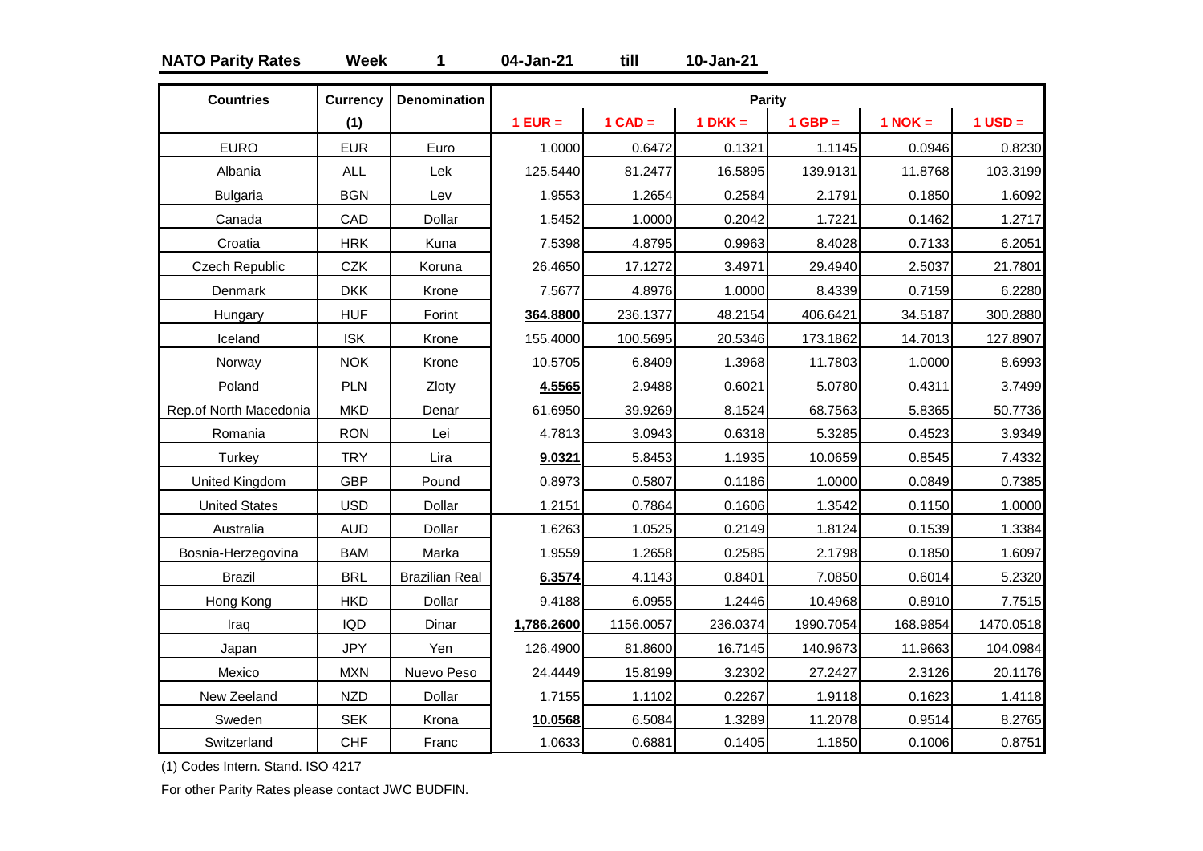**NATO Parity Rates** **Week** **1** **04-Jan-21** **till** **10-Jan-21**

| Countries | Currency (1) | Denomination | Parity | | | | | |
|---|---|---|---|---|---|---|---|---|
| | | | 1 EUR = | 1 CAD = | 1 DKK = | 1 GBP = | 1 NOK = | 1 USD = |
| EURO | EUR | Euro | 1.0000 | 0.6472 | 0.1321 | 1.1145 | 0.0946 | 0.8230 |
| Albania | ALL | Lek | 125.5440 | 81.2477 | 16.5895 | 139.9131 | 11.8768 | 103.3199 |
| Bulgaria | BGN | Lev | 1.9553 | 1.2654 | 0.2584 | 2.1791 | 0.1850 | 1.6092 |
| Canada | CAD | Dollar | 1.5452 | 1.0000 | 0.2042 | 1.7221 | 0.1462 | 1.2717 |
| Croatia | HRK | Kuna | 7.5398 | 4.8795 | 0.9963 | 8.4028 | 0.7133 | 6.2051 |
| Czech Republic | CZK | Koruna | 26.4650 | 17.1272 | 3.4971 | 29.4940 | 2.5037 | 21.7801 |
| Denmark | DKK | Krone | 7.5677 | 4.8976 | 1.0000 | 8.4339 | 0.7159 | 6.2280 |
| Hungary | HUF | Forint | **364.8800** | 236.1377 | 48.2154 | 406.6421 | 34.5187 | 300.2880 |
| Iceland | ISK | Krone | 155.4000 | 100.5695 | 20.5346 | 173.1862 | 14.7013 | 127.8907 |
| Norway | NOK | Krone | 10.5705 | 6.8409 | 1.3968 | 11.7803 | 1.0000 | 8.6993 |
| Poland | PLN | Zloty | **4.5565** | 2.9488 | 0.6021 | 5.0780 | 0.4311 | 3.7499 |
| Rep.of North Macedonia | MKD | Denar | 61.6950 | 39.9269 | 8.1524 | 68.7563 | 5.8365 | 50.7736 |
| Romania | RON | Lei | 4.7813 | 3.0943 | 0.6318 | 5.3285 | 0.4523 | 3.9349 |
| Turkey | TRY | Lira | **9.0321** | 5.8453 | 1.1935 | 10.0659 | 0.8545 | 7.4332 |
| United Kingdom | GBP | Pound | 0.8973 | 0.5807 | 0.1186 | 1.0000 | 0.0849 | 0.7385 |
| United States | USD | Dollar | 1.2151 | 0.7864 | 0.1606 | 1.3542 | 0.1150 | 1.0000 |
| Australia | AUD | Dollar | 1.6263 | 1.0525 | 0.2149 | 1.8124 | 0.1539 | 1.3384 |
| Bosnia-Herzegovina | BAM | Marka | 1.9559 | 1.2658 | 0.2585 | 2.1798 | 0.1850 | 1.6097 |
| Brazil | BRL | Brazilian Real | **6.3574** | 4.1143 | 0.8401 | 7.0850 | 0.6014 | 5.2320 |
| Hong Kong | HKD | Dollar | 9.4188 | 6.0955 | 1.2446 | 10.4968 | 0.8910 | 7.7515 |
| Iraq | IQD | Dinar | **1,786.2600** | 1156.0057 | 236.0374 | 1990.7054 | 168.9854 | 1470.0518 |
| Japan | JPY | Yen | 126.4900 | 81.8600 | 16.7145 | 140.9673 | 11.9663 | 104.0984 |
| Mexico | MXN | Nuevo Peso | 24.4449 | 15.8199 | 3.2302 | 27.2427 | 2.3126 | 20.1176 |
| New Zeeland | NZD | Dollar | 1.7155 | 1.1102 | 0.2267 | 1.9118 | 0.1623 | 1.4118 |
| Sweden | SEK | Krona | **10.0568** | 6.5084 | 1.3289 | 11.2078 | 0.9514 | 8.2765 |
| Switzerland | CHF | Franc | 1.0633 | 0.6881 | 0.1405 | 1.1850 | 0.1006 | 0.8751 |

(1) Codes Intern. Stand. ISO 4217

For other Parity Rates please contact JWC BUDFIN.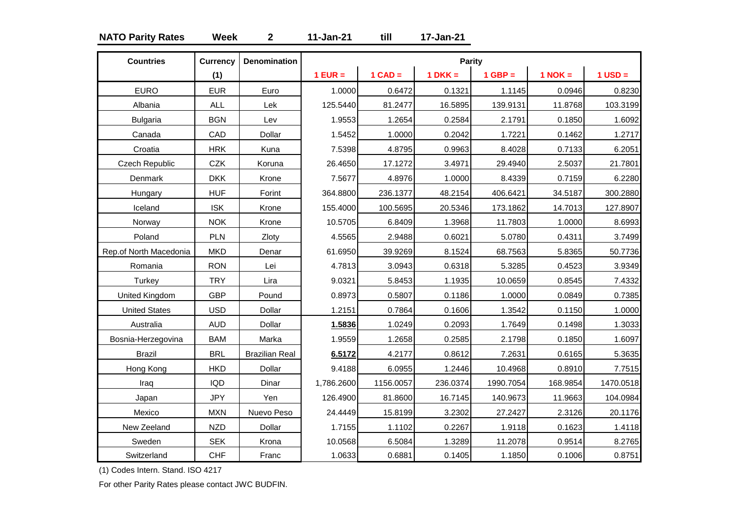**NATO Parity Rates** **Week** **2** **11-Jan-21** **till** **17-Jan-21**

| Countries | Currency (1) | Denomination | Parity | | | | | |
|---|---|---|---|---|---|---|---|---|
| | | | 1 EUR = | 1 CAD = | 1 DKK = | 1 GBP = | 1 NOK = | 1 USD = |
| EURO | EUR | Euro | 1.0000 | 0.6472 | 0.1321 | 1.1145 | 0.0946 | 0.8230 |
| Albania | ALL | Lek | 125.5440 | 81.2477 | 16.5895 | 139.9131 | 11.8768 | 103.3199 |
| Bulgaria | BGN | Lev | 1.9553 | 1.2654 | 0.2584 | 2.1791 | 0.1850 | 1.6092 |
| Canada | CAD | Dollar | 1.5452 | 1.0000 | 0.2042 | 1.7221 | 0.1462 | 1.2717 |
| Croatia | HRK | Kuna | 7.5398 | 4.8795 | 0.9963 | 8.4028 | 0.7133 | 6.2051 |
| Czech Republic | CZK | Koruna | 26.4650 | 17.1272 | 3.4971 | 29.4940 | 2.5037 | 21.7801 |
| Denmark | DKK | Krone | 7.5677 | 4.8976 | 1.0000 | 8.4339 | 0.7159 | 6.2280 |
| Hungary | HUF | Forint | 364.8800 | 236.1377 | 48.2154 | 406.6421 | 34.5187 | 300.2880 |
| Iceland | ISK | Krone | 155.4000 | 100.5695 | 20.5346 | 173.1862 | 14.7013 | 127.8907 |
| Norway | NOK | Krone | 10.5705 | 6.8409 | 1.3968 | 11.7803 | 1.0000 | 8.6993 |
| Poland | PLN | Zloty | 4.5565 | 2.9488 | 0.6021 | 5.0780 | 0.4311 | 3.7499 |
| Rep.of North Macedonia | MKD | Denar | 61.6950 | 39.9269 | 8.1524 | 68.7563 | 5.8365 | 50.7736 |
| Romania | RON | Lei | 4.7813 | 3.0943 | 0.6318 | 5.3285 | 0.4523 | 3.9349 |
| Turkey | TRY | Lira | 9.0321 | 5.8453 | 1.1935 | 10.0659 | 0.8545 | 7.4332 |
| United Kingdom | GBP | Pound | 0.8973 | 0.5807 | 0.1186 | 1.0000 | 0.0849 | 0.7385 |
| United States | USD | Dollar | 1.2151 | 0.7864 | 0.1606 | 1.3542 | 0.1150 | 1.0000 |
| Australia | AUD | Dollar | **1.5836** | 1.0249 | 0.2093 | 1.7649 | 0.1498 | 1.3033 |
| Bosnia-Herzegovina | BAM | Marka | 1.9559 | 1.2658 | 0.2585 | 2.1798 | 0.1850 | 1.6097 |
| Brazil | BRL | Brazilian Real | **6.5172** | 4.2177 | 0.8612 | 7.2631 | 0.6165 | 5.3635 |
| Hong Kong | HKD | Dollar | 9.4188 | 6.0955 | 1.2446 | 10.4968 | 0.8910 | 7.7515 |
| Iraq | IQD | Dinar | 1,786.2600 | 1156.0057 | 236.0374 | 1990.7054 | 168.9854 | 1470.0518 |
| Japan | JPY | Yen | 126.4900 | 81.8600 | 16.7145 | 140.9673 | 11.9663 | 104.0984 |
| Mexico | MXN | Nuevo Peso | 24.4449 | 15.8199 | 3.2302 | 27.2427 | 2.3126 | 20.1176 |
| New Zeeland | NZD | Dollar | 1.7155 | 1.1102 | 0.2267 | 1.9118 | 0.1623 | 1.4118 |
| Sweden | SEK | Krona | 10.0568 | 6.5084 | 1.3289 | 11.2078 | 0.9514 | 8.2765 |
| Switzerland | CHF | Franc | 1.0633 | 0.6881 | 0.1405 | 1.1850 | 0.1006 | 0.8751 |

(1) Codes Intern. Stand. ISO 4217

For other Parity Rates please contact JWC BUDFIN.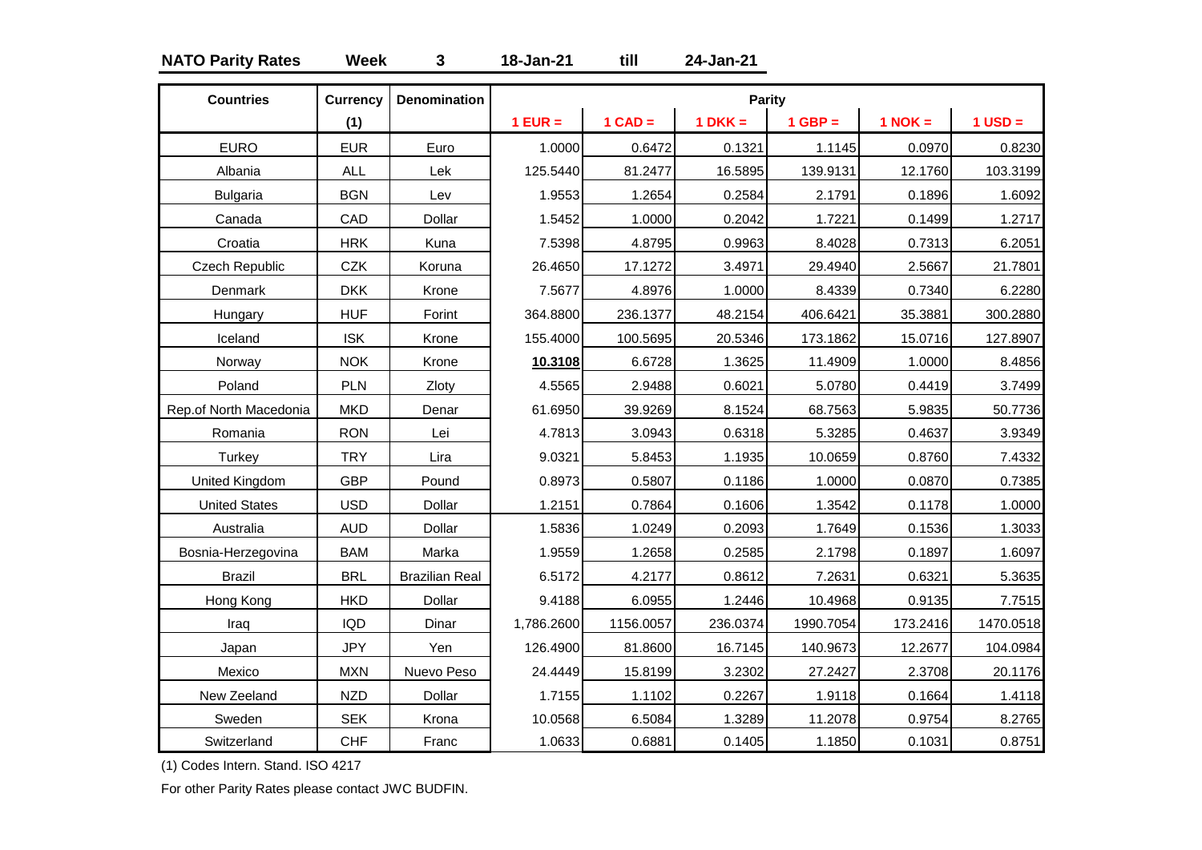**NATO Parity Rates** **Week** **3** **18-Jan-21** **till** **24-Jan-21**

| Countries | Currency (1) | Denomination | Parity | | | | | |
|---|---|---|---|---|---|---|---|---|
| | | | 1 EUR = | 1 CAD = | 1 DKK = | 1 GBP = | 1 NOK = | 1 USD = |
| EURO | EUR | Euro | 1.0000 | 0.6472 | 0.1321 | 1.1145 | 0.0970 | 0.8230 |
| Albania | ALL | Lek | 125.5440 | 81.2477 | 16.5895 | 139.9131 | 12.1760 | 103.3199 |
| Bulgaria | BGN | Lev | 1.9553 | 1.2654 | 0.2584 | 2.1791 | 0.1896 | 1.6092 |
| Canada | CAD | Dollar | 1.5452 | 1.0000 | 0.2042 | 1.7221 | 0.1499 | 1.2717 |
| Croatia | HRK | Kuna | 7.5398 | 4.8795 | 0.9963 | 8.4028 | 0.7313 | 6.2051 |
| Czech Republic | CZK | Koruna | 26.4650 | 17.1272 | 3.4971 | 29.4940 | 2.5667 | 21.7801 |
| Denmark | DKK | Krone | 7.5677 | 4.8976 | 1.0000 | 8.4339 | 0.7340 | 6.2280 |
| Hungary | HUF | Forint | 364.8800 | 236.1377 | 48.2154 | 406.6421 | 35.3881 | 300.2880 |
| Iceland | ISK | Krone | 155.4000 | 100.5695 | 20.5346 | 173.1862 | 15.0716 | 127.8907 |
| Norway | NOK | Krone | **10.3108** | 6.6728 | 1.3625 | 11.4909 | 1.0000 | 8.4856 |
| Poland | PLN | Zloty | 4.5565 | 2.9488 | 0.6021 | 5.0780 | 0.4419 | 3.7499 |
| Rep.of North Macedonia | MKD | Denar | 61.6950 | 39.9269 | 8.1524 | 68.7563 | 5.9835 | 50.7736 |
| Romania | RON | Lei | 4.7813 | 3.0943 | 0.6318 | 5.3285 | 0.4637 | 3.9349 |
| Turkey | TRY | Lira | 9.0321 | 5.8453 | 1.1935 | 10.0659 | 0.8760 | 7.4332 |
| United Kingdom | GBP | Pound | 0.8973 | 0.5807 | 0.1186 | 1.0000 | 0.0870 | 0.7385 |
| United States | USD | Dollar | 1.2151 | 0.7864 | 0.1606 | 1.3542 | 0.1178 | 1.0000 |
| Australia | AUD | Dollar | 1.5836 | 1.0249 | 0.2093 | 1.7649 | 0.1536 | 1.3033 |
| Bosnia-Herzegovina | BAM | Marka | 1.9559 | 1.2658 | 0.2585 | 2.1798 | 0.1897 | 1.6097 |
| Brazil | BRL | Brazilian Real | 6.5172 | 4.2177 | 0.8612 | 7.2631 | 0.6321 | 5.3635 |
| Hong Kong | HKD | Dollar | 9.4188 | 6.0955 | 1.2446 | 10.4968 | 0.9135 | 7.7515 |
| Iraq | IQD | Dinar | 1,786.2600 | 1156.0057 | 236.0374 | 1990.7054 | 173.2416 | 1470.0518 |
| Japan | JPY | Yen | 126.4900 | 81.8600 | 16.7145 | 140.9673 | 12.2677 | 104.0984 |
| Mexico | MXN | Nuevo Peso | 24.4449 | 15.8199 | 3.2302 | 27.2427 | 2.3708 | 20.1176 |
| New Zeeland | NZD | Dollar | 1.7155 | 1.1102 | 0.2267 | 1.9118 | 0.1664 | 1.4118 |
| Sweden | SEK | Krona | 10.0568 | 6.5084 | 1.3289 | 11.2078 | 0.9754 | 8.2765 |
| Switzerland | CHF | Franc | 1.0633 | 0.6881 | 0.1405 | 1.1850 | 0.1031 | 0.8751 |

(1) Codes Intern. Stand. ISO 4217

For other Parity Rates please contact JWC BUDFIN.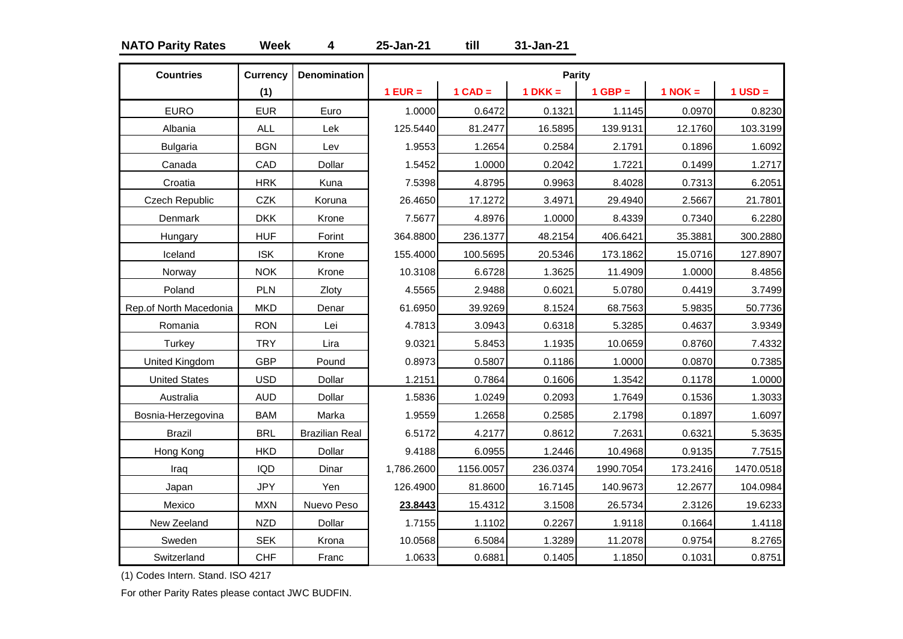**NATO Parity Rates** **Week** **4** **25-Jan-21** **till** **31-Jan-21**

| Countries | Currency (1) | Denomination | Parity | | | | | |
|---|---|---|---|---|---|---|---|---|
| | | | 1 EUR = | 1 CAD = | 1 DKK = | 1 GBP = | 1 NOK = | 1 USD = |
| EURO | EUR | Euro | 1.0000 | 0.6472 | 0.1321 | 1.1145 | 0.0970 | 0.8230 |
| Albania | ALL | Lek | 125.5440 | 81.2477 | 16.5895 | 139.9131 | 12.1760 | 103.3199 |
| Bulgaria | BGN | Lev | 1.9553 | 1.2654 | 0.2584 | 2.1791 | 0.1896 | 1.6092 |
| Canada | CAD | Dollar | 1.5452 | 1.0000 | 0.2042 | 1.7221 | 0.1499 | 1.2717 |
| Croatia | HRK | Kuna | 7.5398 | 4.8795 | 0.9963 | 8.4028 | 0.7313 | 6.2051 |
| Czech Republic | CZK | Koruna | 26.4650 | 17.1272 | 3.4971 | 29.4940 | 2.5667 | 21.7801 |
| Denmark | DKK | Krone | 7.5677 | 4.8976 | 1.0000 | 8.4339 | 0.7340 | 6.2280 |
| Hungary | HUF | Forint | 364.8800 | 236.1377 | 48.2154 | 406.6421 | 35.3881 | 300.2880 |
| Iceland | ISK | Krone | 155.4000 | 100.5695 | 20.5346 | 173.1862 | 15.0716 | 127.8907 |
| Norway | NOK | Krone | 10.3108 | 6.6728 | 1.3625 | 11.4909 | 1.0000 | 8.4856 |
| Poland | PLN | Zloty | 4.5565 | 2.9488 | 0.6021 | 5.0780 | 0.4419 | 3.7499 |
| Rep.of North Macedonia | MKD | Denar | 61.6950 | 39.9269 | 8.1524 | 68.7563 | 5.9835 | 50.7736 |
| Romania | RON | Lei | 4.7813 | 3.0943 | 0.6318 | 5.3285 | 0.4637 | 3.9349 |
| Turkey | TRY | Lira | 9.0321 | 5.8453 | 1.1935 | 10.0659 | 0.8760 | 7.4332 |
| United Kingdom | GBP | Pound | 0.8973 | 0.5807 | 0.1186 | 1.0000 | 0.0870 | 0.7385 |
| United States | USD | Dollar | 1.2151 | 0.7864 | 0.1606 | 1.3542 | 0.1178 | 1.0000 |
| Australia | AUD | Dollar | 1.5836 | 1.0249 | 0.2093 | 1.7649 | 0.1536 | 1.3033 |
| Bosnia-Herzegovina | BAM | Marka | 1.9559 | 1.2658 | 0.2585 | 2.1798 | 0.1897 | 1.6097 |
| Brazil | BRL | Brazilian Real | 6.5172 | 4.2177 | 0.8612 | 7.2631 | 0.6321 | 5.3635 |
| Hong Kong | HKD | Dollar | 9.4188 | 6.0955 | 1.2446 | 10.4968 | 0.9135 | 7.7515 |
| Iraq | IQD | Dinar | 1,786.2600 | 1156.0057 | 236.0374 | 1990.7054 | 173.2416 | 1470.0518 |
| Japan | JPY | Yen | 126.4900 | 81.8600 | 16.7145 | 140.9673 | 12.2677 | 104.0984 |
| Mexico | MXN | Nuevo Peso | **23.8443** | 15.4312 | 3.1508 | 26.5734 | 2.3126 | 19.6233 |
| New Zeeland | NZD | Dollar | 1.7155 | 1.1102 | 0.2267 | 1.9118 | 0.1664 | 1.4118 |
| Sweden | SEK | Krona | 10.0568 | 6.5084 | 1.3289 | 11.2078 | 0.9754 | 8.2765 |
| Switzerland | CHF | Franc | 1.0633 | 0.6881 | 0.1405 | 1.1850 | 0.1031 | 0.8751 |

(1) Codes Intern. Stand. ISO 4217

For other Parity Rates please contact JWC BUDFIN.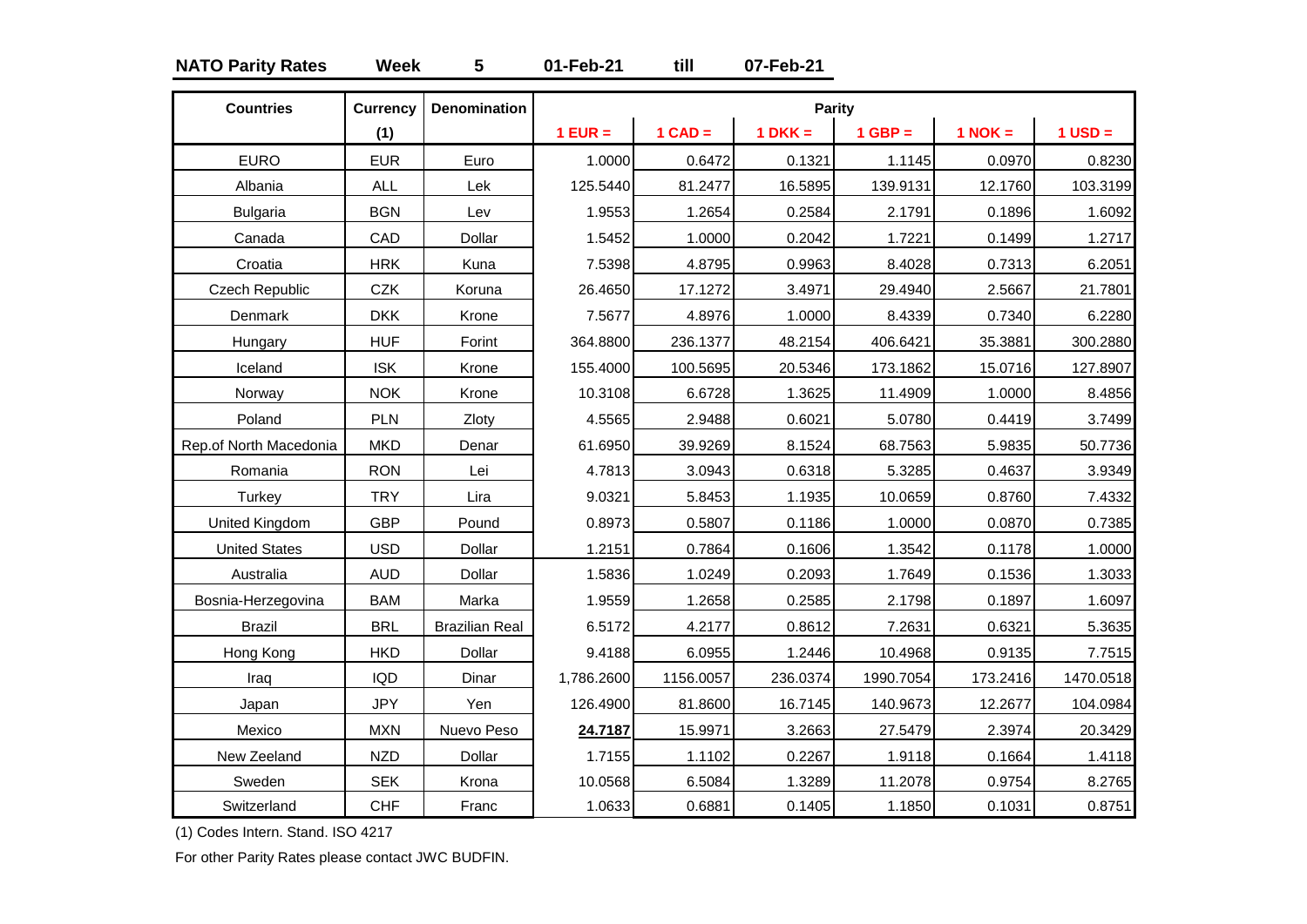**NATO Parity Rates** **Week** **5** **01-Feb-21** **till** **07-Feb-21**

| Countries | Currency (1) | Denomination | Parity | | | | | |
|---|---|---|---|---|---|---|---|---|
| | | | 1 EUR = | 1 CAD = | 1 DKK = | 1 GBP = | 1 NOK = | 1 USD = |
| EURO | EUR | Euro | 1.0000 | 0.6472 | 0.1321 | 1.1145 | 0.0970 | 0.8230 |
| Albania | ALL | Lek | 125.5440 | 81.2477 | 16.5895 | 139.9131 | 12.1760 | 103.3199 |
| Bulgaria | BGN | Lev | 1.9553 | 1.2654 | 0.2584 | 2.1791 | 0.1896 | 1.6092 |
| Canada | CAD | Dollar | 1.5452 | 1.0000 | 0.2042 | 1.7221 | 0.1499 | 1.2717 |
| Croatia | HRK | Kuna | 7.5398 | 4.8795 | 0.9963 | 8.4028 | 0.7313 | 6.2051 |
| Czech Republic | CZK | Koruna | 26.4650 | 17.1272 | 3.4971 | 29.4940 | 2.5667 | 21.7801 |
| Denmark | DKK | Krone | 7.5677 | 4.8976 | 1.0000 | 8.4339 | 0.7340 | 6.2280 |
| Hungary | HUF | Forint | 364.8800 | 236.1377 | 48.2154 | 406.6421 | 35.3881 | 300.2880 |
| Iceland | ISK | Krone | 155.4000 | 100.5695 | 20.5346 | 173.1862 | 15.0716 | 127.8907 |
| Norway | NOK | Krone | 10.3108 | 6.6728 | 1.3625 | 11.4909 | 1.0000 | 8.4856 |
| Poland | PLN | Zloty | 4.5565 | 2.9488 | 0.6021 | 5.0780 | 0.4419 | 3.7499 |
| Rep.of North Macedonia | MKD | Denar | 61.6950 | 39.9269 | 8.1524 | 68.7563 | 5.9835 | 50.7736 |
| Romania | RON | Lei | 4.7813 | 3.0943 | 0.6318 | 5.3285 | 0.4637 | 3.9349 |
| Turkey | TRY | Lira | 9.0321 | 5.8453 | 1.1935 | 10.0659 | 0.8760 | 7.4332 |
| United Kingdom | GBP | Pound | 0.8973 | 0.5807 | 0.1186 | 1.0000 | 0.0870 | 0.7385 |
| United States | USD | Dollar | 1.2151 | 0.7864 | 0.1606 | 1.3542 | 0.1178 | 1.0000 |
| Australia | AUD | Dollar | 1.5836 | 1.0249 | 0.2093 | 1.7649 | 0.1536 | 1.3033 |
| Bosnia-Herzegovina | BAM | Marka | 1.9559 | 1.2658 | 0.2585 | 2.1798 | 0.1897 | 1.6097 |
| Brazil | BRL | Brazilian Real | 6.5172 | 4.2177 | 0.8612 | 7.2631 | 0.6321 | 5.3635 |
| Hong Kong | HKD | Dollar | 9.4188 | 6.0955 | 1.2446 | 10.4968 | 0.9135 | 7.7515 |
| Iraq | IQD | Dinar | 1,786.2600 | 1156.0057 | 236.0374 | 1990.7054 | 173.2416 | 1470.0518 |
| Japan | JPY | Yen | 126.4900 | 81.8600 | 16.7145 | 140.9673 | 12.2677 | 104.0984 |
| Mexico | MXN | Nuevo Peso | **24.7187** | 15.9971 | 3.2663 | 27.5479 | 2.3974 | 20.3429 |
| New Zeeland | NZD | Dollar | 1.7155 | 1.1102 | 0.2267 | 1.9118 | 0.1664 | 1.4118 |
| Sweden | SEK | Krona | 10.0568 | 6.5084 | 1.3289 | 11.2078 | 0.9754 | 8.2765 |
| Switzerland | CHF | Franc | 1.0633 | 0.6881 | 0.1405 | 1.1850 | 0.1031 | 0.8751 |

(1) Codes Intern. Stand. ISO 4217

For other Parity Rates please contact JWC BUDFIN.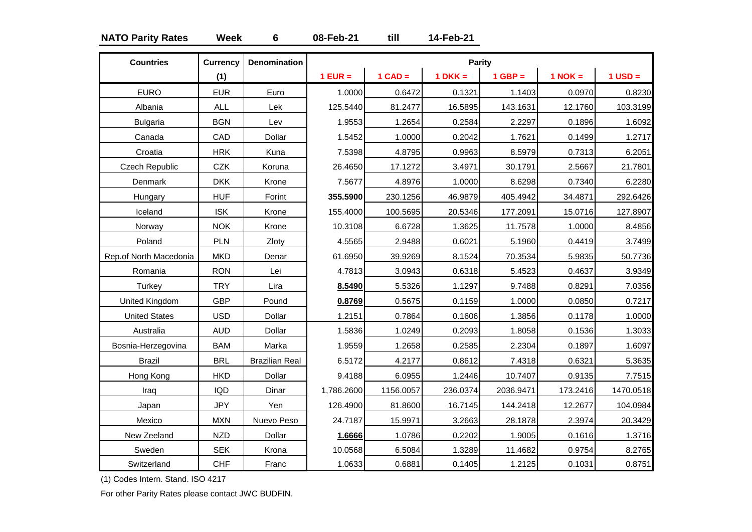**NATO Parity Rates** **Week** **6** **08-Feb-21** **till** **14-Feb-21**

| Countries | Currency (1) | Denomination | Parity | | | | | |
|---|---|---|---|---|---|---|---|---|
| | | | 1 EUR = | 1 CAD = | 1 DKK = | 1 GBP = | 1 NOK = | 1 USD = |
| EURO | EUR | Euro | 1.0000 | 0.6472 | 0.1321 | 1.1403 | 0.0970 | 0.8230 |
| Albania | ALL | Lek | 125.5440 | 81.2477 | 16.5895 | 143.1631 | 12.1760 | 103.3199 |
| Bulgaria | BGN | Lev | 1.9553 | 1.2654 | 0.2584 | 2.2297 | 0.1896 | 1.6092 |
| Canada | CAD | Dollar | 1.5452 | 1.0000 | 0.2042 | 1.7621 | 0.1499 | 1.2717 |
| Croatia | HRK | Kuna | 7.5398 | 4.8795 | 0.9963 | 8.5979 | 0.7313 | 6.2051 |
| Czech Republic | CZK | Koruna | 26.4650 | 17.1272 | 3.4971 | 30.1791 | 2.5667 | 21.7801 |
| Denmark | DKK | Krone | 7.5677 | 4.8976 | 1.0000 | 8.6298 | 0.7340 | 6.2280 |
| Hungary | HUF | Forint | **355.5900** | 230.1256 | 46.9879 | 405.4942 | 34.4871 | 292.6426 |
| Iceland | ISK | Krone | 155.4000 | 100.5695 | 20.5346 | 177.2091 | 15.0716 | 127.8907 |
| Norway | NOK | Krone | 10.3108 | 6.6728 | 1.3625 | 11.7578 | 1.0000 | 8.4856 |
| Poland | PLN | Zloty | 4.5565 | 2.9488 | 0.6021 | 5.1960 | 0.4419 | 3.7499 |
| Rep.of North Macedonia | MKD | Denar | 61.6950 | 39.9269 | 8.1524 | 70.3534 | 5.9835 | 50.7736 |
| Romania | RON | Lei | 4.7813 | 3.0943 | 0.6318 | 5.4523 | 0.4637 | 3.9349 |
| Turkey | TRY | Lira | **8.5490** | 5.5326 | 1.1297 | 9.7488 | 0.8291 | 7.0356 |
| United Kingdom | GBP | Pound | **0.8769** | 0.5675 | 0.1159 | 1.0000 | 0.0850 | 0.7217 |
| United States | USD | Dollar | 1.2151 | 0.7864 | 0.1606 | 1.3856 | 0.1178 | 1.0000 |
| Australia | AUD | Dollar | 1.5836 | 1.0249 | 0.2093 | 1.8058 | 0.1536 | 1.3033 |
| Bosnia-Herzegovina | BAM | Marka | 1.9559 | 1.2658 | 0.2585 | 2.2304 | 0.1897 | 1.6097 |
| Brazil | BRL | Brazilian Real | 6.5172 | 4.2177 | 0.8612 | 7.4318 | 0.6321 | 5.3635 |
| Hong Kong | HKD | Dollar | 9.4188 | 6.0955 | 1.2446 | 10.7407 | 0.9135 | 7.7515 |
| Iraq | IQD | Dinar | 1,786.2600 | 1156.0057 | 236.0374 | 2036.9471 | 173.2416 | 1470.0518 |
| Japan | JPY | Yen | 126.4900 | 81.8600 | 16.7145 | 144.2418 | 12.2677 | 104.0984 |
| Mexico | MXN | Nuevo Peso | 24.7187 | 15.9971 | 3.2663 | 28.1878 | 2.3974 | 20.3429 |
| New Zeeland | NZD | Dollar | **1.6666** | 1.0786 | 0.2202 | 1.9005 | 0.1616 | 1.3716 |
| Sweden | SEK | Krona | 10.0568 | 6.5084 | 1.3289 | 11.4682 | 0.9754 | 8.2765 |
| Switzerland | CHF | Franc | 1.0633 | 0.6881 | 0.1405 | 1.2125 | 0.1031 | 0.8751 |

(1) Codes Intern. Stand. ISO 4217

For other Parity Rates please contact JWC BUDFIN.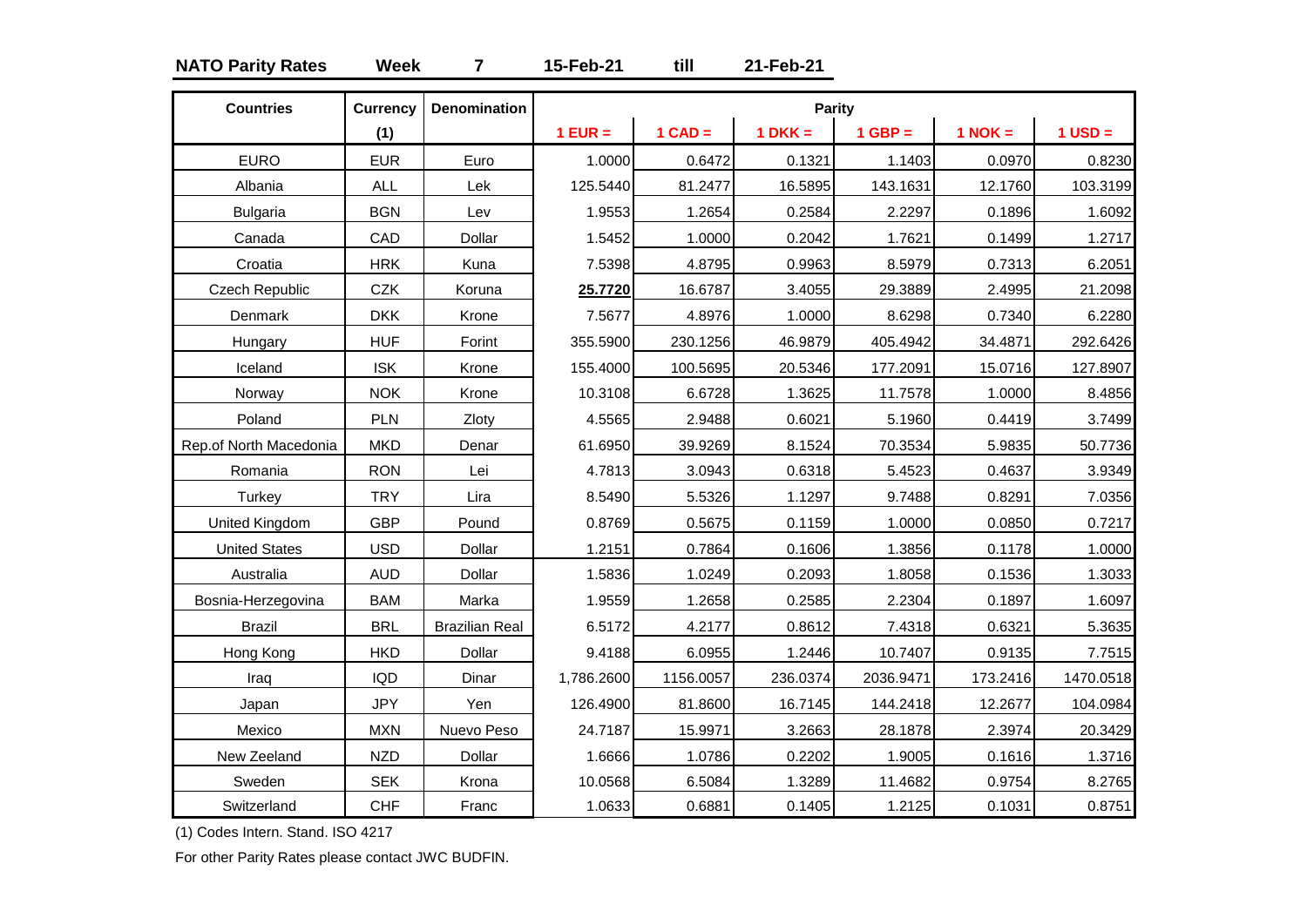**NATO Parity Rates** **Week** **7** **15-Feb-21** **till** **21-Feb-21**

| Countries | Currency (1) | Denomination | Parity 1 EUR = | 1 CAD = | 1 DKK = | 1 GBP = | 1 NOK = | 1 USD = |
|---|---|---|---|---|---|---|---|---|
| EURO | EUR | Euro | 1.0000 | 0.6472 | 0.1321 | 1.1403 | 0.0970 | 0.8230 |
| Albania | ALL | Lek | 125.5440 | 81.2477 | 16.5895 | 143.1631 | 12.1760 | 103.3199 |
| Bulgaria | BGN | Lev | 1.9553 | 1.2654 | 0.2584 | 2.2297 | 0.1896 | 1.6092 |
| Canada | CAD | Dollar | 1.5452 | 1.0000 | 0.2042 | 1.7621 | 0.1499 | 1.2717 |
| Croatia | HRK | Kuna | 7.5398 | 4.8795 | 0.9963 | 8.5979 | 0.7313 | 6.2051 |
| Czech Republic | CZK | Koruna | **25.7720** | 16.6787 | 3.4055 | 29.3889 | 2.4995 | 21.2098 |
| Denmark | DKK | Krone | 7.5677 | 4.8976 | 1.0000 | 8.6298 | 0.7340 | 6.2280 |
| Hungary | HUF | Forint | 355.5900 | 230.1256 | 46.9879 | 405.4942 | 34.4871 | 292.6426 |
| Iceland | ISK | Krone | 155.4000 | 100.5695 | 20.5346 | 177.2091 | 15.0716 | 127.8907 |
| Norway | NOK | Krone | 10.3108 | 6.6728 | 1.3625 | 11.7578 | 1.0000 | 8.4856 |
| Poland | PLN | Zloty | 4.5565 | 2.9488 | 0.6021 | 5.1960 | 0.4419 | 3.7499 |
| Rep.of North Macedonia | MKD | Denar | 61.6950 | 39.9269 | 8.1524 | 70.3534 | 5.9835 | 50.7736 |
| Romania | RON | Lei | 4.7813 | 3.0943 | 0.6318 | 5.4523 | 0.4637 | 3.9349 |
| Turkey | TRY | Lira | 8.5490 | 5.5326 | 1.1297 | 9.7488 | 0.8291 | 7.0356 |
| United Kingdom | GBP | Pound | 0.8769 | 0.5675 | 0.1159 | 1.0000 | 0.0850 | 0.7217 |
| United States | USD | Dollar | 1.2151 | 0.7864 | 0.1606 | 1.3856 | 0.1178 | 1.0000 |
| Australia | AUD | Dollar | 1.5836 | 1.0249 | 0.2093 | 1.8058 | 0.1536 | 1.3033 |
| Bosnia-Herzegovina | BAM | Marka | 1.9559 | 1.2658 | 0.2585 | 2.2304 | 0.1897 | 1.6097 |
| Brazil | BRL | Brazilian Real | 6.5172 | 4.2177 | 0.8612 | 7.4318 | 0.6321 | 5.3635 |
| Hong Kong | HKD | Dollar | 9.4188 | 6.0955 | 1.2446 | 10.7407 | 0.9135 | 7.7515 |
| Iraq | IQD | Dinar | 1,786.2600 | 1156.0057 | 236.0374 | 2036.9471 | 173.2416 | 1470.0518 |
| Japan | JPY | Yen | 126.4900 | 81.8600 | 16.7145 | 144.2418 | 12.2677 | 104.0984 |
| Mexico | MXN | Nuevo Peso | 24.7187 | 15.9971 | 3.2663 | 28.1878 | 2.3974 | 20.3429 |
| New Zeeland | NZD | Dollar | 1.6666 | 1.0786 | 0.2202 | 1.9005 | 0.1616 | 1.3716 |
| Sweden | SEK | Krona | 10.0568 | 6.5084 | 1.3289 | 11.4682 | 0.9754 | 8.2765 |
| Switzerland | CHF | Franc | 1.0633 | 0.6881 | 0.1405 | 1.2125 | 0.1031 | 0.8751 |

(1) Codes Intern. Stand. ISO 4217

For other Parity Rates please contact JWC BUDFIN.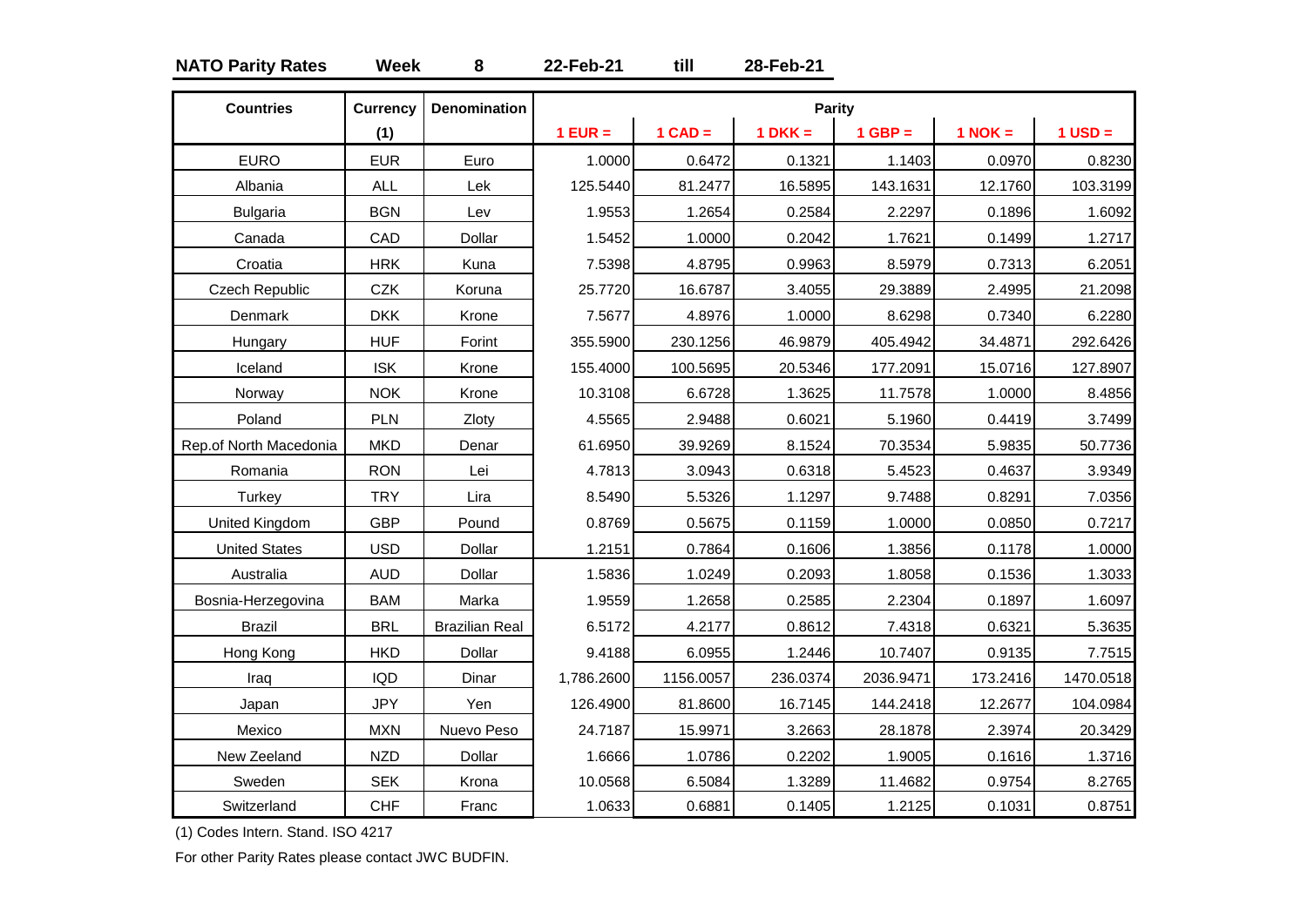**NATO Parity Rates** **Week** **8** **22-Feb-21** **till** **28-Feb-21**

| Countries | Currency (1) | Denomination | Parity | | | | | |
|---|---|---|---|---|---|---|---|---|
| | | | 1 EUR = | 1 CAD = | 1 DKK = | 1 GBP = | 1 NOK = | 1 USD = |
| EURO | EUR | Euro | 1.0000 | 0.6472 | 0.1321 | 1.1403 | 0.0970 | 0.8230 |
| Albania | ALL | Lek | 125.5440 | 81.2477 | 16.5895 | 143.1631 | 12.1760 | 103.3199 |
| Bulgaria | BGN | Lev | 1.9553 | 1.2654 | 0.2584 | 2.2297 | 0.1896 | 1.6092 |
| Canada | CAD | Dollar | 1.5452 | 1.0000 | 0.2042 | 1.7621 | 0.1499 | 1.2717 |
| Croatia | HRK | Kuna | 7.5398 | 4.8795 | 0.9963 | 8.5979 | 0.7313 | 6.2051 |
| Czech Republic | CZK | Koruna | 25.7720 | 16.6787 | 3.4055 | 29.3889 | 2.4995 | 21.2098 |
| Denmark | DKK | Krone | 7.5677 | 4.8976 | 1.0000 | 8.6298 | 0.7340 | 6.2280 |
| Hungary | HUF | Forint | 355.5900 | 230.1256 | 46.9879 | 405.4942 | 34.4871 | 292.6426 |
| Iceland | ISK | Krone | 155.4000 | 100.5695 | 20.5346 | 177.2091 | 15.0716 | 127.8907 |
| Norway | NOK | Krone | 10.3108 | 6.6728 | 1.3625 | 11.7578 | 1.0000 | 8.4856 |
| Poland | PLN | Zloty | 4.5565 | 2.9488 | 0.6021 | 5.1960 | 0.4419 | 3.7499 |
| Rep.of North Macedonia | MKD | Denar | 61.6950 | 39.9269 | 8.1524 | 70.3534 | 5.9835 | 50.7736 |
| Romania | RON | Lei | 4.7813 | 3.0943 | 0.6318 | 5.4523 | 0.4637 | 3.9349 |
| Turkey | TRY | Lira | 8.5490 | 5.5326 | 1.1297 | 9.7488 | 0.8291 | 7.0356 |
| United Kingdom | GBP | Pound | 0.8769 | 0.5675 | 0.1159 | 1.0000 | 0.0850 | 0.7217 |
| United States | USD | Dollar | 1.2151 | 0.7864 | 0.1606 | 1.3856 | 0.1178 | 1.0000 |
| Australia | AUD | Dollar | 1.5836 | 1.0249 | 0.2093 | 1.8058 | 0.1536 | 1.3033 |
| Bosnia-Herzegovina | BAM | Marka | 1.9559 | 1.2658 | 0.2585 | 2.2304 | 0.1897 | 1.6097 |
| Brazil | BRL | Brazilian Real | 6.5172 | 4.2177 | 0.8612 | 7.4318 | 0.6321 | 5.3635 |
| Hong Kong | HKD | Dollar | 9.4188 | 6.0955 | 1.2446 | 10.7407 | 0.9135 | 7.7515 |
| Iraq | IQD | Dinar | 1,786.2600 | 1156.0057 | 236.0374 | 2036.9471 | 173.2416 | 1470.0518 |
| Japan | JPY | Yen | 126.4900 | 81.8600 | 16.7145 | 144.2418 | 12.2677 | 104.0984 |
| Mexico | MXN | Nuevo Peso | 24.7187 | 15.9971 | 3.2663 | 28.1878 | 2.3974 | 20.3429 |
| New Zeeland | NZD | Dollar | 1.6666 | 1.0786 | 0.2202 | 1.9005 | 0.1616 | 1.3716 |
| Sweden | SEK | Krona | 10.0568 | 6.5084 | 1.3289 | 11.4682 | 0.9754 | 8.2765 |
| Switzerland | CHF | Franc | 1.0633 | 0.6881 | 0.1405 | 1.2125 | 0.1031 | 0.8751 |

(1) Codes Intern. Stand. ISO 4217

For other Parity Rates please contact JWC BUDFIN.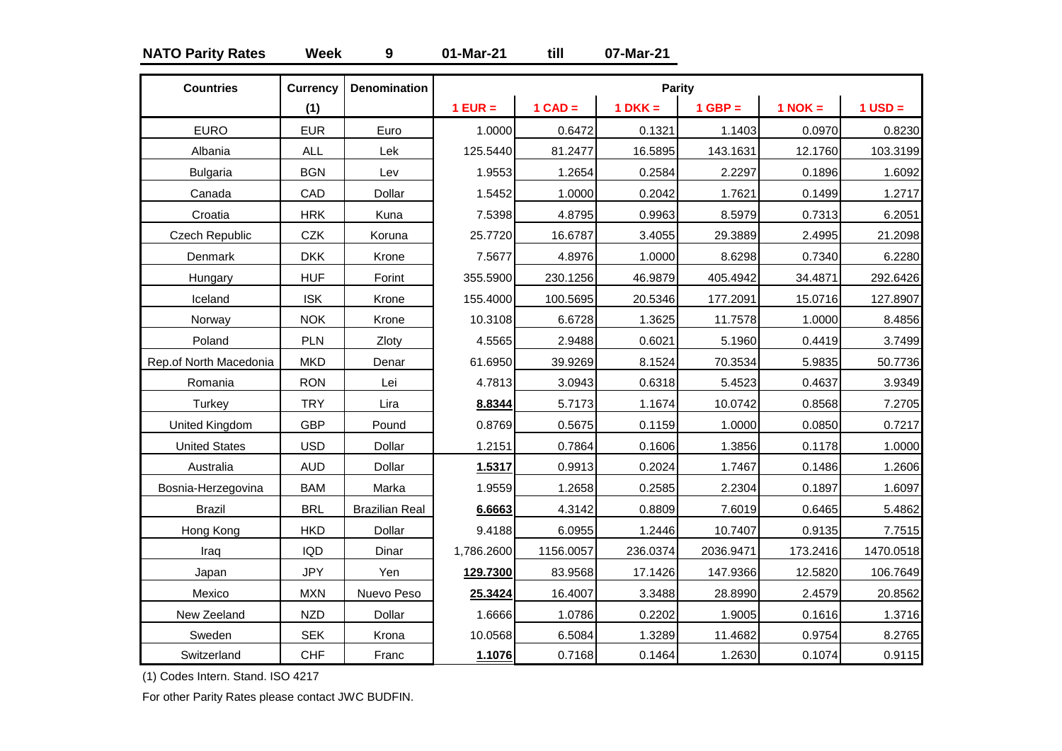**NATO Parity Rates** **Week** **9** **01-Mar-21** **till** **07-Mar-21**

| Countries | Currency (1) | Denomination | Parity | | | | | |
|---|---|---|---|---|---|---|---|---|
| | | | 1 EUR = | 1 CAD = | 1 DKK = | 1 GBP = | 1 NOK = | 1 USD = |
| EURO | EUR | Euro | 1.0000 | 0.6472 | 0.1321 | 1.1403 | 0.0970 | 0.8230 |
| Albania | ALL | Lek | 125.5440 | 81.2477 | 16.5895 | 143.1631 | 12.1760 | 103.3199 |
| Bulgaria | BGN | Lev | 1.9553 | 1.2654 | 0.2584 | 2.2297 | 0.1896 | 1.6092 |
| Canada | CAD | Dollar | 1.5452 | 1.0000 | 0.2042 | 1.7621 | 0.1499 | 1.2717 |
| Croatia | HRK | Kuna | 7.5398 | 4.8795 | 0.9963 | 8.5979 | 0.7313 | 6.2051 |
| Czech Republic | CZK | Koruna | 25.7720 | 16.6787 | 3.4055 | 29.3889 | 2.4995 | 21.2098 |
| Denmark | DKK | Krone | 7.5677 | 4.8976 | 1.0000 | 8.6298 | 0.7340 | 6.2280 |
| Hungary | HUF | Forint | 355.5900 | 230.1256 | 46.9879 | 405.4942 | 34.4871 | 292.6426 |
| Iceland | ISK | Krone | 155.4000 | 100.5695 | 20.5346 | 177.2091 | 15.0716 | 127.8907 |
| Norway | NOK | Krone | 10.3108 | 6.6728 | 1.3625 | 11.7578 | 1.0000 | 8.4856 |
| Poland | PLN | Zloty | 4.5565 | 2.9488 | 0.6021 | 5.1960 | 0.4419 | 3.7499 |
| Rep.of North Macedonia | MKD | Denar | 61.6950 | 39.9269 | 8.1524 | 70.3534 | 5.9835 | 50.7736 |
| Romania | RON | Lei | 4.7813 | 3.0943 | 0.6318 | 5.4523 | 0.4637 | 3.9349 |
| Turkey | TRY | Lira | **8.8344** | 5.7173 | 1.1674 | 10.0742 | 0.8568 | 7.2705 |
| United Kingdom | GBP | Pound | 0.8769 | 0.5675 | 0.1159 | 1.0000 | 0.0850 | 0.7217 |
| United States | USD | Dollar | 1.2151 | 0.7864 | 0.1606 | 1.3856 | 0.1178 | 1.0000 |
| Australia | AUD | Dollar | **1.5317** | 0.9913 | 0.2024 | 1.7467 | 0.1486 | 1.2606 |
| Bosnia-Herzegovina | BAM | Marka | 1.9559 | 1.2658 | 0.2585 | 2.2304 | 0.1897 | 1.6097 |
| Brazil | BRL | Brazilian Real | **6.6663** | 4.3142 | 0.8809 | 7.6019 | 0.6465 | 5.4862 |
| Hong Kong | HKD | Dollar | 9.4188 | 6.0955 | 1.2446 | 10.7407 | 0.9135 | 7.7515 |
| Iraq | IQD | Dinar | 1,786.2600 | 1156.0057 | 236.0374 | 2036.9471 | 173.2416 | 1470.0518 |
| Japan | JPY | Yen | **129.7300** | 83.9568 | 17.1426 | 147.9366 | 12.5820 | 106.7649 |
| Mexico | MXN | Nuevo Peso | **25.3424** | 16.4007 | 3.3488 | 28.8990 | 2.4579 | 20.8562 |
| New Zeeland | NZD | Dollar | 1.6666 | 1.0786 | 0.2202 | 1.9005 | 0.1616 | 1.3716 |
| Sweden | SEK | Krona | 10.0568 | 6.5084 | 1.3289 | 11.4682 | 0.9754 | 8.2765 |
| Switzerland | CHF | Franc | **1.1076** | 0.7168 | 0.1464 | 1.2630 | 0.1074 | 0.9115 |

(1) Codes Intern. Stand. ISO 4217

For other Parity Rates please contact JWC BUDFIN.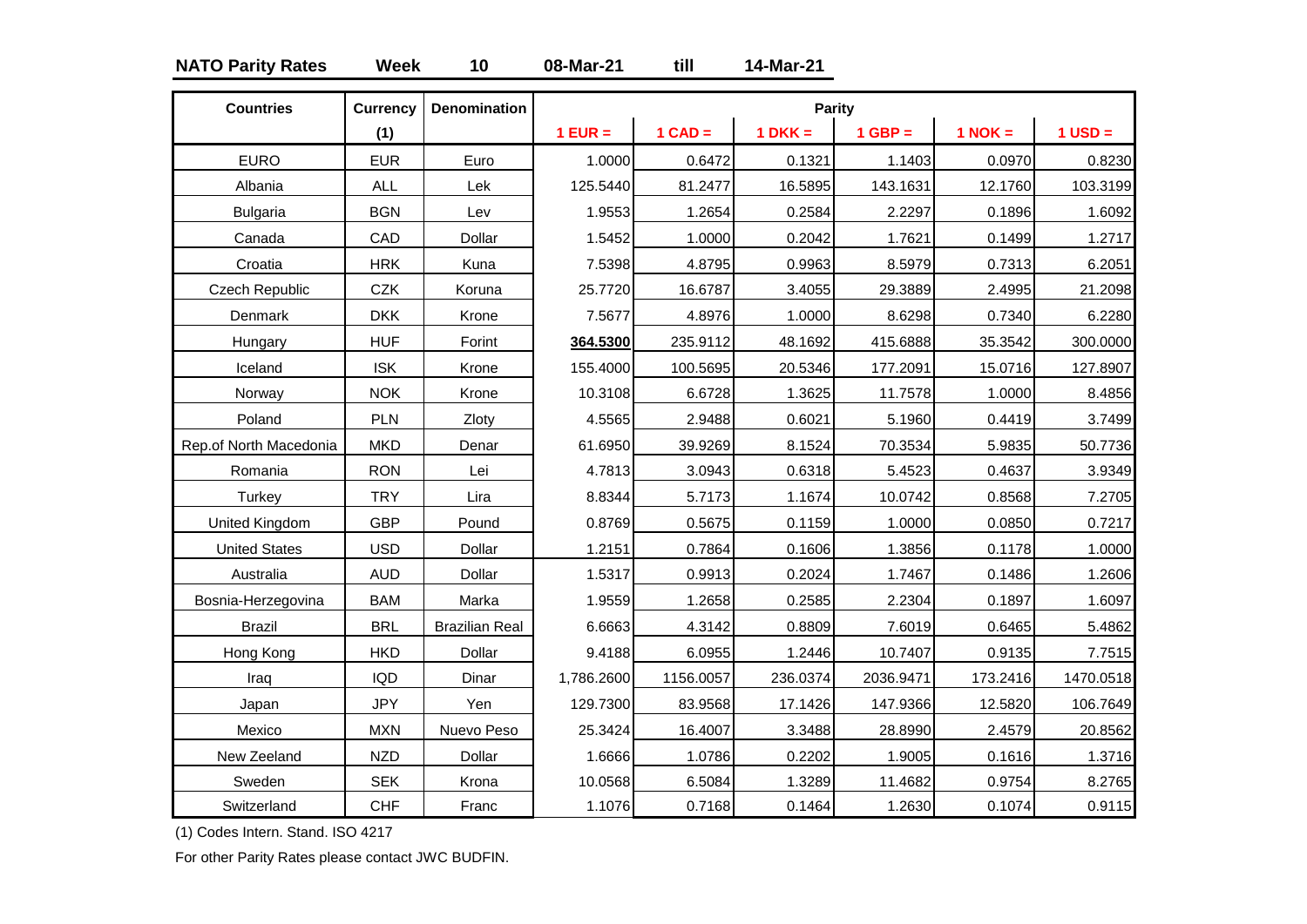**NATO Parity Rates** **Week** **10** **08-Mar-21** **till** **14-Mar-21**

| Countries | Currency (1) | Denomination | Parity 1 EUR = | 1 CAD = | 1 DKK = | 1 GBP = | 1 NOK = | 1 USD = |
|---|---|---|---|---|---|---|---|---|
| EURO | EUR | Euro | 1.0000 | 0.6472 | 0.1321 | 1.1403 | 0.0970 | 0.8230 |
| Albania | ALL | Lek | 125.5440 | 81.2477 | 16.5895 | 143.1631 | 12.1760 | 103.3199 |
| Bulgaria | BGN | Lev | 1.9553 | 1.2654 | 0.2584 | 2.2297 | 0.1896 | 1.6092 |
| Canada | CAD | Dollar | 1.5452 | 1.0000 | 0.2042 | 1.7621 | 0.1499 | 1.2717 |
| Croatia | HRK | Kuna | 7.5398 | 4.8795 | 0.9963 | 8.5979 | 0.7313 | 6.2051 |
| Czech Republic | CZK | Koruna | 25.7720 | 16.6787 | 3.4055 | 29.3889 | 2.4995 | 21.2098 |
| Denmark | DKK | Krone | 7.5677 | 4.8976 | 1.0000 | 8.6298 | 0.7340 | 6.2280 |
| Hungary | HUF | Forint | **364.5300** | 235.9112 | 48.1692 | 415.6888 | 35.3542 | 300.0000 |
| Iceland | ISK | Krone | 155.4000 | 100.5695 | 20.5346 | 177.2091 | 15.0716 | 127.8907 |
| Norway | NOK | Krone | 10.3108 | 6.6728 | 1.3625 | 11.7578 | 1.0000 | 8.4856 |
| Poland | PLN | Zloty | 4.5565 | 2.9488 | 0.6021 | 5.1960 | 0.4419 | 3.7499 |
| Rep.of North Macedonia | MKD | Denar | 61.6950 | 39.9269 | 8.1524 | 70.3534 | 5.9835 | 50.7736 |
| Romania | RON | Lei | 4.7813 | 3.0943 | 0.6318 | 5.4523 | 0.4637 | 3.9349 |
| Turkey | TRY | Lira | 8.8344 | 5.7173 | 1.1674 | 10.0742 | 0.8568 | 7.2705 |
| United Kingdom | GBP | Pound | 0.8769 | 0.5675 | 0.1159 | 1.0000 | 0.0850 | 0.7217 |
| United States | USD | Dollar | 1.2151 | 0.7864 | 0.1606 | 1.3856 | 0.1178 | 1.0000 |
| Australia | AUD | Dollar | 1.5317 | 0.9913 | 0.2024 | 1.7467 | 0.1486 | 1.2606 |
| Bosnia-Herzegovina | BAM | Marka | 1.9559 | 1.2658 | 0.2585 | 2.2304 | 0.1897 | 1.6097 |
| Brazil | BRL | Brazilian Real | 6.6663 | 4.3142 | 0.8809 | 7.6019 | 0.6465 | 5.4862 |
| Hong Kong | HKD | Dollar | 9.4188 | 6.0955 | 1.2446 | 10.7407 | 0.9135 | 7.7515 |
| Iraq | IQD | Dinar | 1,786.2600 | 1156.0057 | 236.0374 | 2036.9471 | 173.2416 | 1470.0518 |
| Japan | JPY | Yen | 129.7300 | 83.9568 | 17.1426 | 147.9366 | 12.5820 | 106.7649 |
| Mexico | MXN | Nuevo Peso | 25.3424 | 16.4007 | 3.3488 | 28.8990 | 2.4579 | 20.8562 |
| New Zeeland | NZD | Dollar | 1.6666 | 1.0786 | 0.2202 | 1.9005 | 0.1616 | 1.3716 |
| Sweden | SEK | Krona | 10.0568 | 6.5084 | 1.3289 | 11.4682 | 0.9754 | 8.2765 |
| Switzerland | CHF | Franc | 1.1076 | 0.7168 | 0.1464 | 1.2630 | 0.1074 | 0.9115 |

(1) Codes Intern. Stand. ISO 4217

For other Parity Rates please contact JWC BUDFIN.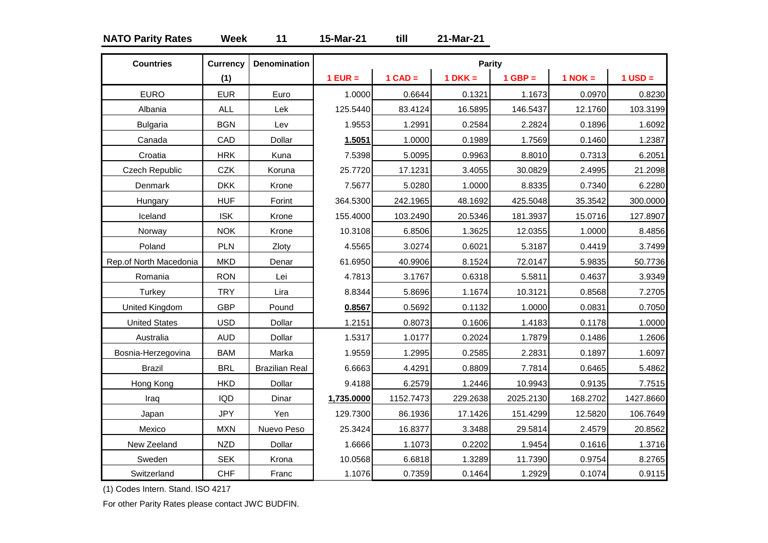**NATO Parity Rates** **Week** **11** **15-Mar-21** **till** **21-Mar-21**

| Countries | Currency (1) | Denomination | Parity | | | | | |
|---|---|---|---|---|---|---|---|---|
| | | | 1 EUR = | 1 CAD = | 1 DKK = | 1 GBP = | 1 NOK = | 1 USD = |
| EURO | EUR | Euro | 1.0000 | 0.6644 | 0.1321 | 1.1673 | 0.0970 | 0.8230 |
| Albania | ALL | Lek | 125.5440 | 83.4124 | 16.5895 | 146.5437 | 12.1760 | 103.3199 |
| Bulgaria | BGN | Lev | 1.9553 | 1.2991 | 0.2584 | 2.2824 | 0.1896 | 1.6092 |
| Canada | CAD | Dollar | **1.5051** | 1.0000 | 0.1989 | 1.7569 | 0.1460 | 1.2387 |
| Croatia | HRK | Kuna | 7.5398 | 5.0095 | 0.9963 | 8.8010 | 0.7313 | 6.2051 |
| Czech Republic | CZK | Koruna | 25.7720 | 17.1231 | 3.4055 | 30.0829 | 2.4995 | 21.2098 |
| Denmark | DKK | Krone | 7.5677 | 5.0280 | 1.0000 | 8.8335 | 0.7340 | 6.2280 |
| Hungary | HUF | Forint | 364.5300 | 242.1965 | 48.1692 | 425.5048 | 35.3542 | 300.0000 |
| Iceland | ISK | Krone | 155.4000 | 103.2490 | 20.5346 | 181.3937 | 15.0716 | 127.8907 |
| Norway | NOK | Krone | 10.3108 | 6.8506 | 1.3625 | 12.0355 | 1.0000 | 8.4856 |
| Poland | PLN | Zloty | 4.5565 | 3.0274 | 0.6021 | 5.3187 | 0.4419 | 3.7499 |
| Rep.of North Macedonia | MKD | Denar | 61.6950 | 40.9906 | 8.1524 | 72.0147 | 5.9835 | 50.7736 |
| Romania | RON | Lei | 4.7813 | 3.1767 | 0.6318 | 5.5811 | 0.4637 | 3.9349 |
| Turkey | TRY | Lira | 8.8344 | 5.8696 | 1.1674 | 10.3121 | 0.8568 | 7.2705 |
| United Kingdom | GBP | Pound | **0.8567** | 0.5692 | 0.1132 | 1.0000 | 0.0831 | 0.7050 |
| United States | USD | Dollar | 1.2151 | 0.8073 | 0.1606 | 1.4183 | 0.1178 | 1.0000 |
| Australia | AUD | Dollar | 1.5317 | 1.0177 | 0.2024 | 1.7879 | 0.1486 | 1.2606 |
| Bosnia-Herzegovina | BAM | Marka | 1.9559 | 1.2995 | 0.2585 | 2.2831 | 0.1897 | 1.6097 |
| Brazil | BRL | Brazilian Real | 6.6663 | 4.4291 | 0.8809 | 7.7814 | 0.6465 | 5.4862 |
| Hong Kong | HKD | Dollar | 9.4188 | 6.2579 | 1.2446 | 10.9943 | 0.9135 | 7.7515 |
| Iraq | IQD | Dinar | **1,735.0000** | 1152.7473 | 229.2638 | 2025.2130 | 168.2702 | 1427.8660 |
| Japan | JPY | Yen | 129.7300 | 86.1936 | 17.1426 | 151.4299 | 12.5820 | 106.7649 |
| Mexico | MXN | Nuevo Peso | 25.3424 | 16.8377 | 3.3488 | 29.5814 | 2.4579 | 20.8562 |
| New Zeeland | NZD | Dollar | 1.6666 | 1.1073 | 0.2202 | 1.9454 | 0.1616 | 1.3716 |
| Sweden | SEK | Krona | 10.0568 | 6.6818 | 1.3289 | 11.7390 | 0.9754 | 8.2765 |
| Switzerland | CHF | Franc | 1.1076 | 0.7359 | 0.1464 | 1.2929 | 0.1074 | 0.9115 |

(1) Codes Intern. Stand. ISO 4217

For other Parity Rates please contact JWC BUDFIN.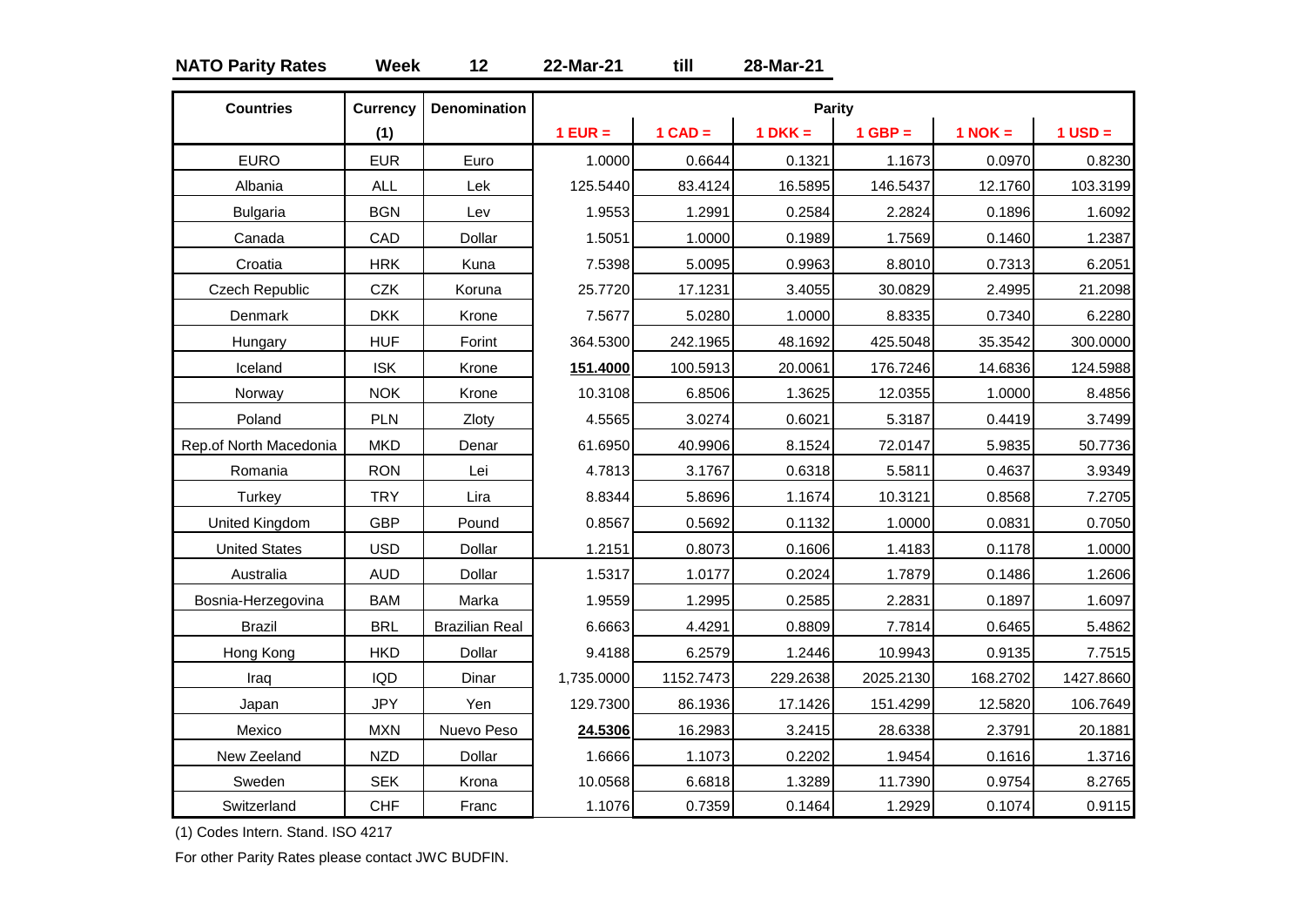**NATO Parity Rates** **Week** **12** **22-Mar-21** **till** **28-Mar-21**

| Countries | Currency (1) | Denomination | Parity | | | | | |
|---|---|---|---|---|---|---|---|---|
| | | | 1 EUR = | 1 CAD = | 1 DKK = | 1 GBP = | 1 NOK = | 1 USD = |
| EURO | EUR | Euro | 1.0000 | 0.6644 | 0.1321 | 1.1673 | 0.0970 | 0.8230 |
| Albania | ALL | Lek | 125.5440 | 83.4124 | 16.5895 | 146.5437 | 12.1760 | 103.3199 |
| Bulgaria | BGN | Lev | 1.9553 | 1.2991 | 0.2584 | 2.2824 | 0.1896 | 1.6092 |
| Canada | CAD | Dollar | 1.5051 | 1.0000 | 0.1989 | 1.7569 | 0.1460 | 1.2387 |
| Croatia | HRK | Kuna | 7.5398 | 5.0095 | 0.9963 | 8.8010 | 0.7313 | 6.2051 |
| Czech Republic | CZK | Koruna | 25.7720 | 17.1231 | 3.4055 | 30.0829 | 2.4995 | 21.2098 |
| Denmark | DKK | Krone | 7.5677 | 5.0280 | 1.0000 | 8.8335 | 0.7340 | 6.2280 |
| Hungary | HUF | Forint | 364.5300 | 242.1965 | 48.1692 | 425.5048 | 35.3542 | 300.0000 |
| Iceland | ISK | Krone | **151.4000** | 100.5913 | 20.0061 | 176.7246 | 14.6836 | 124.5988 |
| Norway | NOK | Krone | 10.3108 | 6.8506 | 1.3625 | 12.0355 | 1.0000 | 8.4856 |
| Poland | PLN | Zloty | 4.5565 | 3.0274 | 0.6021 | 5.3187 | 0.4419 | 3.7499 |
| Rep.of North Macedonia | MKD | Denar | 61.6950 | 40.9906 | 8.1524 | 72.0147 | 5.9835 | 50.7736 |
| Romania | RON | Lei | 4.7813 | 3.1767 | 0.6318 | 5.5811 | 0.4637 | 3.9349 |
| Turkey | TRY | Lira | 8.8344 | 5.8696 | 1.1674 | 10.3121 | 0.8568 | 7.2705 |
| United Kingdom | GBP | Pound | 0.8567 | 0.5692 | 0.1132 | 1.0000 | 0.0831 | 0.7050 |
| United States | USD | Dollar | 1.2151 | 0.8073 | 0.1606 | 1.4183 | 0.1178 | 1.0000 |
| Australia | AUD | Dollar | 1.5317 | 1.0177 | 0.2024 | 1.7879 | 0.1486 | 1.2606 |
| Bosnia-Herzegovina | BAM | Marka | 1.9559 | 1.2995 | 0.2585 | 2.2831 | 0.1897 | 1.6097 |
| Brazil | BRL | Brazilian Real | 6.6663 | 4.4291 | 0.8809 | 7.7814 | 0.6465 | 5.4862 |
| Hong Kong | HKD | Dollar | 9.4188 | 6.2579 | 1.2446 | 10.9943 | 0.9135 | 7.7515 |
| Iraq | IQD | Dinar | 1,735.0000 | 1152.7473 | 229.2638 | 2025.2130 | 168.2702 | 1427.8660 |
| Japan | JPY | Yen | 129.7300 | 86.1936 | 17.1426 | 151.4299 | 12.5820 | 106.7649 |
| Mexico | MXN | Nuevo Peso | **24.5306** | 16.2983 | 3.2415 | 28.6338 | 2.3791 | 20.1881 |
| New Zeeland | NZD | Dollar | 1.6666 | 1.1073 | 0.2202 | 1.9454 | 0.1616 | 1.3716 |
| Sweden | SEK | Krona | 10.0568 | 6.6818 | 1.3289 | 11.7390 | 0.9754 | 8.2765 |
| Switzerland | CHF | Franc | 1.1076 | 0.7359 | 0.1464 | 1.2929 | 0.1074 | 0.9115 |

(1) Codes Intern. Stand. ISO 4217

For other Parity Rates please contact JWC BUDFIN.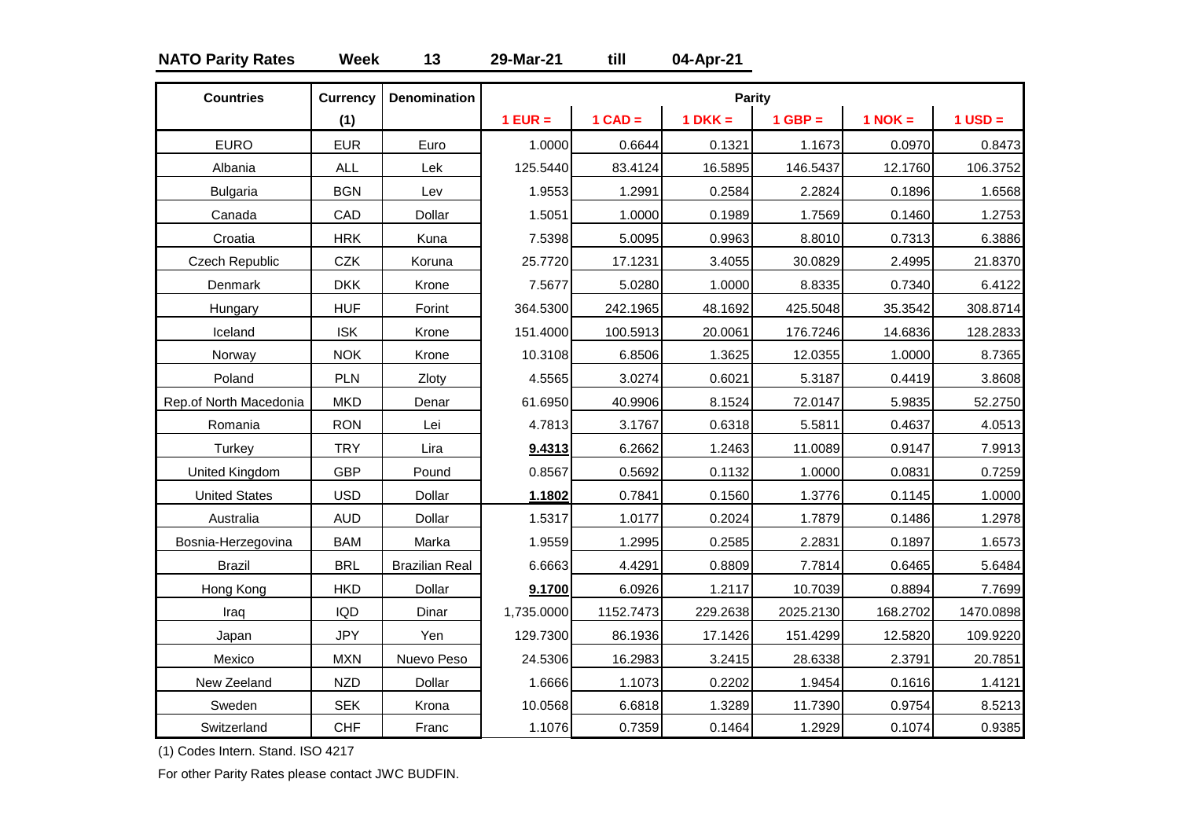**NATO Parity Rates** **Week** **13** **29-Mar-21** **till** **04-Apr-21**

| Countries | Currency (1) | Denomination | Parity 1 EUR = | 1 CAD = | 1 DKK = | 1 GBP = | 1 NOK = | 1 USD = |
|---|---|---|---|---|---|---|---|---|
| EURO | EUR | Euro | 1.0000 | 0.6644 | 0.1321 | 1.1673 | 0.0970 | 0.8473 |
| Albania | ALL | Lek | 125.5440 | 83.4124 | 16.5895 | 146.5437 | 12.1760 | 106.3752 |
| Bulgaria | BGN | Lev | 1.9553 | 1.2991 | 0.2584 | 2.2824 | 0.1896 | 1.6568 |
| Canada | CAD | Dollar | 1.5051 | 1.0000 | 0.1989 | 1.7569 | 0.1460 | 1.2753 |
| Croatia | HRK | Kuna | 7.5398 | 5.0095 | 0.9963 | 8.8010 | 0.7313 | 6.3886 |
| Czech Republic | CZK | Koruna | 25.7720 | 17.1231 | 3.4055 | 30.0829 | 2.4995 | 21.8370 |
| Denmark | DKK | Krone | 7.5677 | 5.0280 | 1.0000 | 8.8335 | 0.7340 | 6.4122 |
| Hungary | HUF | Forint | 364.5300 | 242.1965 | 48.1692 | 425.5048 | 35.3542 | 308.8714 |
| Iceland | ISK | Krone | 151.4000 | 100.5913 | 20.0061 | 176.7246 | 14.6836 | 128.2833 |
| Norway | NOK | Krone | 10.3108 | 6.8506 | 1.3625 | 12.0355 | 1.0000 | 8.7365 |
| Poland | PLN | Zloty | 4.5565 | 3.0274 | 0.6021 | 5.3187 | 0.4419 | 3.8608 |
| Rep.of North Macedonia | MKD | Denar | 61.6950 | 40.9906 | 8.1524 | 72.0147 | 5.9835 | 52.2750 |
| Romania | RON | Lei | 4.7813 | 3.1767 | 0.6318 | 5.5811 | 0.4637 | 4.0513 |
| Turkey | TRY | Lira | **9.4313** | 6.2662 | 1.2463 | 11.0089 | 0.9147 | 7.9913 |
| United Kingdom | GBP | Pound | 0.8567 | 0.5692 | 0.1132 | 1.0000 | 0.0831 | 0.7259 |
| United States | USD | Dollar | **1.1802** | 0.7841 | 0.1560 | 1.3776 | 0.1145 | 1.0000 |
| Australia | AUD | Dollar | 1.5317 | 1.0177 | 0.2024 | 1.7879 | 0.1486 | 1.2978 |
| Bosnia-Herzegovina | BAM | Marka | 1.9559 | 1.2995 | 0.2585 | 2.2831 | 0.1897 | 1.6573 |
| Brazil | BRL | Brazilian Real | 6.6663 | 4.4291 | 0.8809 | 7.7814 | 0.6465 | 5.6484 |
| Hong Kong | HKD | Dollar | **9.1700** | 6.0926 | 1.2117 | 10.7039 | 0.8894 | 7.7699 |
| Iraq | IQD | Dinar | 1,735.0000 | 1152.7473 | 229.2638 | 2025.2130 | 168.2702 | 1470.0898 |
| Japan | JPY | Yen | 129.7300 | 86.1936 | 17.1426 | 151.4299 | 12.5820 | 109.9220 |
| Mexico | MXN | Nuevo Peso | 24.5306 | 16.2983 | 3.2415 | 28.6338 | 2.3791 | 20.7851 |
| New Zeeland | NZD | Dollar | 1.6666 | 1.1073 | 0.2202 | 1.9454 | 0.1616 | 1.4121 |
| Sweden | SEK | Krona | 10.0568 | 6.6818 | 1.3289 | 11.7390 | 0.9754 | 8.5213 |
| Switzerland | CHF | Franc | 1.1076 | 0.7359 | 0.1464 | 1.2929 | 0.1074 | 0.9385 |

(1) Codes Intern. Stand. ISO 4217

For other Parity Rates please contact JWC BUDFIN.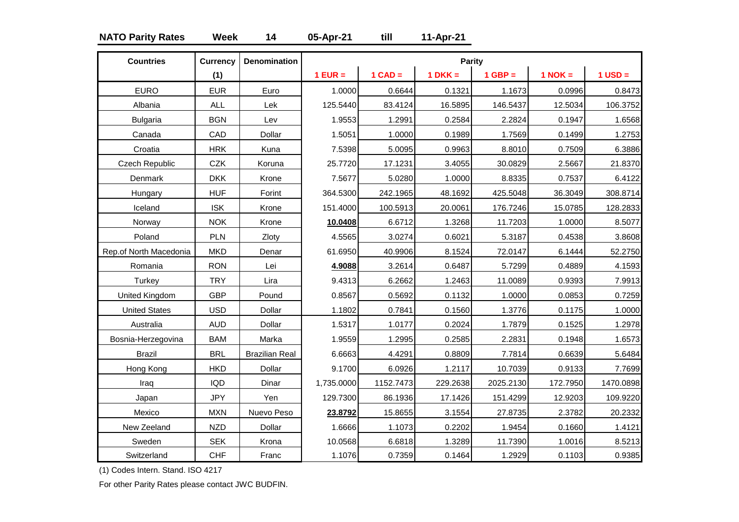**NATO Parity Rates** **Week** **14** **05-Apr-21** **till** **11-Apr-21**

| Countries | Currency (1) | Denomination | Parity | | | | | |
|---|---|---|---|---|---|---|---|---|
| | | | 1 EUR = | 1 CAD = | 1 DKK = | 1 GBP = | 1 NOK = | 1 USD = |
| EURO | EUR | Euro | 1.0000 | 0.6644 | 0.1321 | 1.1673 | 0.0996 | 0.8473 |
| Albania | ALL | Lek | 125.5440 | 83.4124 | 16.5895 | 146.5437 | 12.5034 | 106.3752 |
| Bulgaria | BGN | Lev | 1.9553 | 1.2991 | 0.2584 | 2.2824 | 0.1947 | 1.6568 |
| Canada | CAD | Dollar | 1.5051 | 1.0000 | 0.1989 | 1.7569 | 0.1499 | 1.2753 |
| Croatia | HRK | Kuna | 7.5398 | 5.0095 | 0.9963 | 8.8010 | 0.7509 | 6.3886 |
| Czech Republic | CZK | Koruna | 25.7720 | 17.1231 | 3.4055 | 30.0829 | 2.5667 | 21.8370 |
| Denmark | DKK | Krone | 7.5677 | 5.0280 | 1.0000 | 8.8335 | 0.7537 | 6.4122 |
| Hungary | HUF | Forint | 364.5300 | 242.1965 | 48.1692 | 425.5048 | 36.3049 | 308.8714 |
| Iceland | ISK | Krone | 151.4000 | 100.5913 | 20.0061 | 176.7246 | 15.0785 | 128.2833 |
| Norway | NOK | Krone | **10.0408** | 6.6712 | 1.3268 | 11.7203 | 1.0000 | 8.5077 |
| Poland | PLN | Zloty | 4.5565 | 3.0274 | 0.6021 | 5.3187 | 0.4538 | 3.8608 |
| Rep.of North Macedonia | MKD | Denar | 61.6950 | 40.9906 | 8.1524 | 72.0147 | 6.1444 | 52.2750 |
| Romania | RON | Lei | **4.9088** | 3.2614 | 0.6487 | 5.7299 | 0.4889 | 4.1593 |
| Turkey | TRY | Lira | 9.4313 | 6.2662 | 1.2463 | 11.0089 | 0.9393 | 7.9913 |
| United Kingdom | GBP | Pound | 0.8567 | 0.5692 | 0.1132 | 1.0000 | 0.0853 | 0.7259 |
| United States | USD | Dollar | 1.1802 | 0.7841 | 0.1560 | 1.3776 | 0.1175 | 1.0000 |
| Australia | AUD | Dollar | 1.5317 | 1.0177 | 0.2024 | 1.7879 | 0.1525 | 1.2978 |
| Bosnia-Herzegovina | BAM | Marka | 1.9559 | 1.2995 | 0.2585 | 2.2831 | 0.1948 | 1.6573 |
| Brazil | BRL | Brazilian Real | 6.6663 | 4.4291 | 0.8809 | 7.7814 | 0.6639 | 5.6484 |
| Hong Kong | HKD | Dollar | 9.1700 | 6.0926 | 1.2117 | 10.7039 | 0.9133 | 7.7699 |
| Iraq | IQD | Dinar | 1,735.0000 | 1152.7473 | 229.2638 | 2025.2130 | 172.7950 | 1470.0898 |
| Japan | JPY | Yen | 129.7300 | 86.1936 | 17.1426 | 151.4299 | 12.9203 | 109.9220 |
| Mexico | MXN | Nuevo Peso | **23.8792** | 15.8655 | 3.1554 | 27.8735 | 2.3782 | 20.2332 |
| New Zeeland | NZD | Dollar | 1.6666 | 1.1073 | 0.2202 | 1.9454 | 0.1660 | 1.4121 |
| Sweden | SEK | Krona | 10.0568 | 6.6818 | 1.3289 | 11.7390 | 1.0016 | 8.5213 |
| Switzerland | CHF | Franc | 1.1076 | 0.7359 | 0.1464 | 1.2929 | 0.1103 | 0.9385 |

(1) Codes Intern. Stand. ISO 4217

For other Parity Rates please contact JWC BUDFIN.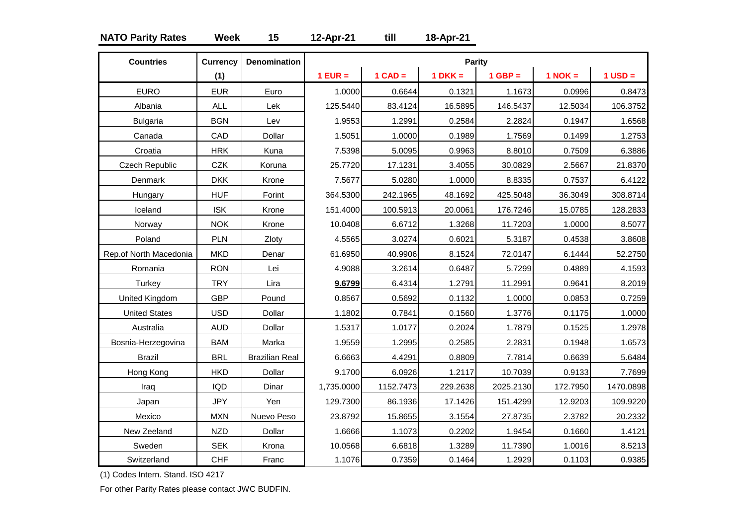**NATO Parity Rates Week 15 12-Apr-21 till 18-Apr-21**

| Countries | Currency (1) | Denomination | Parity | | | | | |
|---|---|---|---|---|---|---|---|---|
| | | | 1 EUR = | 1 CAD = | 1 DKK = | 1 GBP = | 1 NOK = | 1 USD = |
| EURO | EUR | Euro | 1.0000 | 0.6644 | 0.1321 | 1.1673 | 0.0996 | 0.8473 |
| Albania | ALL | Lek | 125.5440 | 83.4124 | 16.5895 | 146.5437 | 12.5034 | 106.3752 |
| Bulgaria | BGN | Lev | 1.9553 | 1.2991 | 0.2584 | 2.2824 | 0.1947 | 1.6568 |
| Canada | CAD | Dollar | 1.5051 | 1.0000 | 0.1989 | 1.7569 | 0.1499 | 1.2753 |
| Croatia | HRK | Kuna | 7.5398 | 5.0095 | 0.9963 | 8.8010 | 0.7509 | 6.3886 |
| Czech Republic | CZK | Koruna | 25.7720 | 17.1231 | 3.4055 | 30.0829 | 2.5667 | 21.8370 |
| Denmark | DKK | Krone | 7.5677 | 5.0280 | 1.0000 | 8.8335 | 0.7537 | 6.4122 |
| Hungary | HUF | Forint | 364.5300 | 242.1965 | 48.1692 | 425.5048 | 36.3049 | 308.8714 |
| Iceland | ISK | Krone | 151.4000 | 100.5913 | 20.0061 | 176.7246 | 15.0785 | 128.2833 |
| Norway | NOK | Krone | 10.0408 | 6.6712 | 1.3268 | 11.7203 | 1.0000 | 8.5077 |
| Poland | PLN | Zloty | 4.5565 | 3.0274 | 0.6021 | 5.3187 | 0.4538 | 3.8608 |
| Rep.of North Macedonia | MKD | Denar | 61.6950 | 40.9906 | 8.1524 | 72.0147 | 6.1444 | 52.2750 |
| Romania | RON | Lei | 4.9088 | 3.2614 | 0.6487 | 5.7299 | 0.4889 | 4.1593 |
| Turkey | TRY | Lira | **9.6799** | 6.4314 | 1.2791 | 11.2991 | 0.9641 | 8.2019 |
| United Kingdom | GBP | Pound | 0.8567 | 0.5692 | 0.1132 | 1.0000 | 0.0853 | 0.7259 |
| United States | USD | Dollar | 1.1802 | 0.7841 | 0.1560 | 1.3776 | 0.1175 | 1.0000 |
| Australia | AUD | Dollar | 1.5317 | 1.0177 | 0.2024 | 1.7879 | 0.1525 | 1.2978 |
| Bosnia-Herzegovina | BAM | Marka | 1.9559 | 1.2995 | 0.2585 | 2.2831 | 0.1948 | 1.6573 |
| Brazil | BRL | Brazilian Real | 6.6663 | 4.4291 | 0.8809 | 7.7814 | 0.6639 | 5.6484 |
| Hong Kong | HKD | Dollar | 9.1700 | 6.0926 | 1.2117 | 10.7039 | 0.9133 | 7.7699 |
| Iraq | IQD | Dinar | 1,735.0000 | 1152.7473 | 229.2638 | 2025.2130 | 172.7950 | 1470.0898 |
| Japan | JPY | Yen | 129.7300 | 86.1936 | 17.1426 | 151.4299 | 12.9203 | 109.9220 |
| Mexico | MXN | Nuevo Peso | 23.8792 | 15.8655 | 3.1554 | 27.8735 | 2.3782 | 20.2332 |
| New Zeeland | NZD | Dollar | 1.6666 | 1.1073 | 0.2202 | 1.9454 | 0.1660 | 1.4121 |
| Sweden | SEK | Krona | 10.0568 | 6.6818 | 1.3289 | 11.7390 | 1.0016 | 8.5213 |
| Switzerland | CHF | Franc | 1.1076 | 0.7359 | 0.1464 | 1.2929 | 0.1103 | 0.9385 |

(1) Codes Intern. Stand. ISO 4217

For other Parity Rates please contact JWC BUDFIN.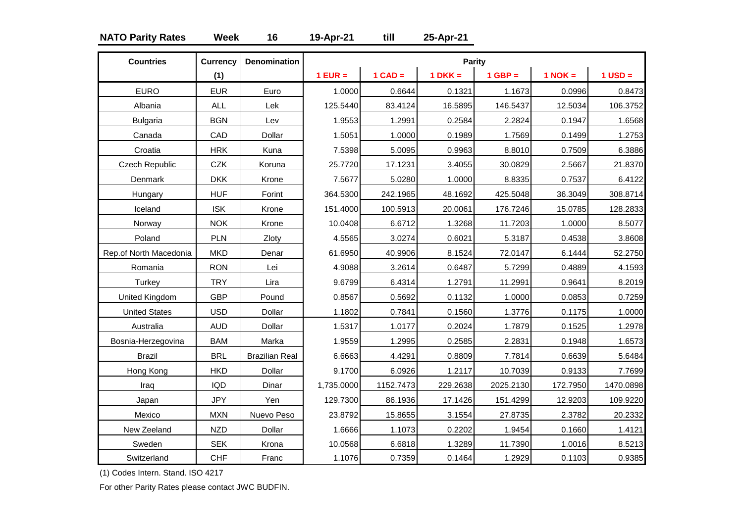**NATO Parity Rates** **Week** **16** **19-Apr-21** **till** **25-Apr-21**

| Countries | Currency (1) | Denomination | Parity | | | | | |
|---|---|---|---|---|---|---|---|---|
| | | | 1 EUR = | 1 CAD = | 1 DKK = | 1 GBP = | 1 NOK = | 1 USD = |
| EURO | EUR | Euro | 1.0000 | 0.6644 | 0.1321 | 1.1673 | 0.0996 | 0.8473 |
| Albania | ALL | Lek | 125.5440 | 83.4124 | 16.5895 | 146.5437 | 12.5034 | 106.3752 |
| Bulgaria | BGN | Lev | 1.9553 | 1.2991 | 0.2584 | 2.2824 | 0.1947 | 1.6568 |
| Canada | CAD | Dollar | 1.5051 | 1.0000 | 0.1989 | 1.7569 | 0.1499 | 1.2753 |
| Croatia | HRK | Kuna | 7.5398 | 5.0095 | 0.9963 | 8.8010 | 0.7509 | 6.3886 |
| Czech Republic | CZK | Koruna | 25.7720 | 17.1231 | 3.4055 | 30.0829 | 2.5667 | 21.8370 |
| Denmark | DKK | Krone | 7.5677 | 5.0280 | 1.0000 | 8.8335 | 0.7537 | 6.4122 |
| Hungary | HUF | Forint | 364.5300 | 242.1965 | 48.1692 | 425.5048 | 36.3049 | 308.8714 |
| Iceland | ISK | Krone | 151.4000 | 100.5913 | 20.0061 | 176.7246 | 15.0785 | 128.2833 |
| Norway | NOK | Krone | 10.0408 | 6.6712 | 1.3268 | 11.7203 | 1.0000 | 8.5077 |
| Poland | PLN | Zloty | 4.5565 | 3.0274 | 0.6021 | 5.3187 | 0.4538 | 3.8608 |
| Rep.of North Macedonia | MKD | Denar | 61.6950 | 40.9906 | 8.1524 | 72.0147 | 6.1444 | 52.2750 |
| Romania | RON | Lei | 4.9088 | 3.2614 | 0.6487 | 5.7299 | 0.4889 | 4.1593 |
| Turkey | TRY | Lira | 9.6799 | 6.4314 | 1.2791 | 11.2991 | 0.9641 | 8.2019 |
| United Kingdom | GBP | Pound | 0.8567 | 0.5692 | 0.1132 | 1.0000 | 0.0853 | 0.7259 |
| United States | USD | Dollar | 1.1802 | 0.7841 | 0.1560 | 1.3776 | 0.1175 | 1.0000 |
| Australia | AUD | Dollar | 1.5317 | 1.0177 | 0.2024 | 1.7879 | 0.1525 | 1.2978 |
| Bosnia-Herzegovina | BAM | Marka | 1.9559 | 1.2995 | 0.2585 | 2.2831 | 0.1948 | 1.6573 |
| Brazil | BRL | Brazilian Real | 6.6663 | 4.4291 | 0.8809 | 7.7814 | 0.6639 | 5.6484 |
| Hong Kong | HKD | Dollar | 9.1700 | 6.0926 | 1.2117 | 10.7039 | 0.9133 | 7.7699 |
| Iraq | IQD | Dinar | 1,735.0000 | 1152.7473 | 229.2638 | 2025.2130 | 172.7950 | 1470.0898 |
| Japan | JPY | Yen | 129.7300 | 86.1936 | 17.1426 | 151.4299 | 12.9203 | 109.9220 |
| Mexico | MXN | Nuevo Peso | 23.8792 | 15.8655 | 3.1554 | 27.8735 | 2.3782 | 20.2332 |
| New Zeeland | NZD | Dollar | 1.6666 | 1.1073 | 0.2202 | 1.9454 | 0.1660 | 1.4121 |
| Sweden | SEK | Krona | 10.0568 | 6.6818 | 1.3289 | 11.7390 | 1.0016 | 8.5213 |
| Switzerland | CHF | Franc | 1.1076 | 0.7359 | 0.1464 | 1.2929 | 0.1103 | 0.9385 |

(1) Codes Intern. Stand. ISO 4217

For other Parity Rates please contact JWC BUDFIN.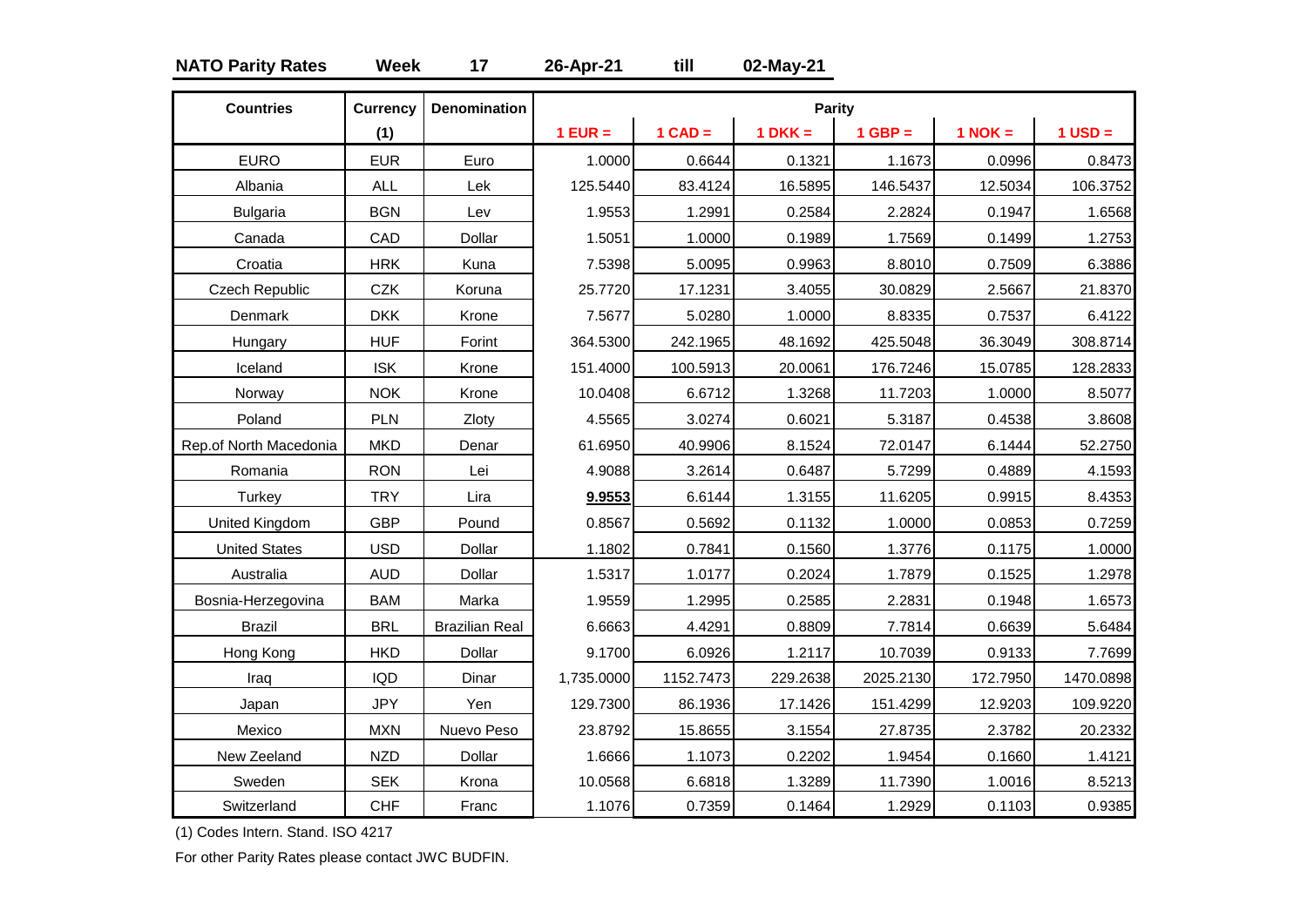**NATO Parity Rates** **Week** **17** **26-Apr-21** **till** **02-May-21**

| Countries | Currency (1) | Denomination | Parity 1 EUR = | 1 CAD = | 1 DKK = | 1 GBP = | 1 NOK = | 1 USD = |
|---|---|---|---|---|---|---|---|---|
| EURO | EUR | Euro | 1.0000 | 0.6644 | 0.1321 | 1.1673 | 0.0996 | 0.8473 |
| Albania | ALL | Lek | 125.5440 | 83.4124 | 16.5895 | 146.5437 | 12.5034 | 106.3752 |
| Bulgaria | BGN | Lev | 1.9553 | 1.2991 | 0.2584 | 2.2824 | 0.1947 | 1.6568 |
| Canada | CAD | Dollar | 1.5051 | 1.0000 | 0.1989 | 1.7569 | 0.1499 | 1.2753 |
| Croatia | HRK | Kuna | 7.5398 | 5.0095 | 0.9963 | 8.8010 | 0.7509 | 6.3886 |
| Czech Republic | CZK | Koruna | 25.7720 | 17.1231 | 3.4055 | 30.0829 | 2.5667 | 21.8370 |
| Denmark | DKK | Krone | 7.5677 | 5.0280 | 1.0000 | 8.8335 | 0.7537 | 6.4122 |
| Hungary | HUF | Forint | 364.5300 | 242.1965 | 48.1692 | 425.5048 | 36.3049 | 308.8714 |
| Iceland | ISK | Krone | 151.4000 | 100.5913 | 20.0061 | 176.7246 | 15.0785 | 128.2833 |
| Norway | NOK | Krone | 10.0408 | 6.6712 | 1.3268 | 11.7203 | 1.0000 | 8.5077 |
| Poland | PLN | Zloty | 4.5565 | 3.0274 | 0.6021 | 5.3187 | 0.4538 | 3.8608 |
| Rep.of North Macedonia | MKD | Denar | 61.6950 | 40.9906 | 8.1524 | 72.0147 | 6.1444 | 52.2750 |
| Romania | RON | Lei | 4.9088 | 3.2614 | 0.6487 | 5.7299 | 0.4889 | 4.1593 |
| Turkey | TRY | Lira | **9.9553** | 6.6144 | 1.3155 | 11.6205 | 0.9915 | 8.4353 |
| United Kingdom | GBP | Pound | 0.8567 | 0.5692 | 0.1132 | 1.0000 | 0.0853 | 0.7259 |
| United States | USD | Dollar | 1.1802 | 0.7841 | 0.1560 | 1.3776 | 0.1175 | 1.0000 |
| Australia | AUD | Dollar | 1.5317 | 1.0177 | 0.2024 | 1.7879 | 0.1525 | 1.2978 |
| Bosnia-Herzegovina | BAM | Marka | 1.9559 | 1.2995 | 0.2585 | 2.2831 | 0.1948 | 1.6573 |
| Brazil | BRL | Brazilian Real | 6.6663 | 4.4291 | 0.8809 | 7.7814 | 0.6639 | 5.6484 |
| Hong Kong | HKD | Dollar | 9.1700 | 6.0926 | 1.2117 | 10.7039 | 0.9133 | 7.7699 |
| Iraq | IQD | Dinar | 1,735.0000 | 1152.7473 | 229.2638 | 2025.2130 | 172.7950 | 1470.0898 |
| Japan | JPY | Yen | 129.7300 | 86.1936 | 17.1426 | 151.4299 | 12.9203 | 109.9220 |
| Mexico | MXN | Nuevo Peso | 23.8792 | 15.8655 | 3.1554 | 27.8735 | 2.3782 | 20.2332 |
| New Zeeland | NZD | Dollar | 1.6666 | 1.1073 | 0.2202 | 1.9454 | 0.1660 | 1.4121 |
| Sweden | SEK | Krona | 10.0568 | 6.6818 | 1.3289 | 11.7390 | 1.0016 | 8.5213 |
| Switzerland | CHF | Franc | 1.1076 | 0.7359 | 0.1464 | 1.2929 | 0.1103 | 0.9385 |

(1) Codes Intern. Stand. ISO 4217

For other Parity Rates please contact JWC BUDFIN.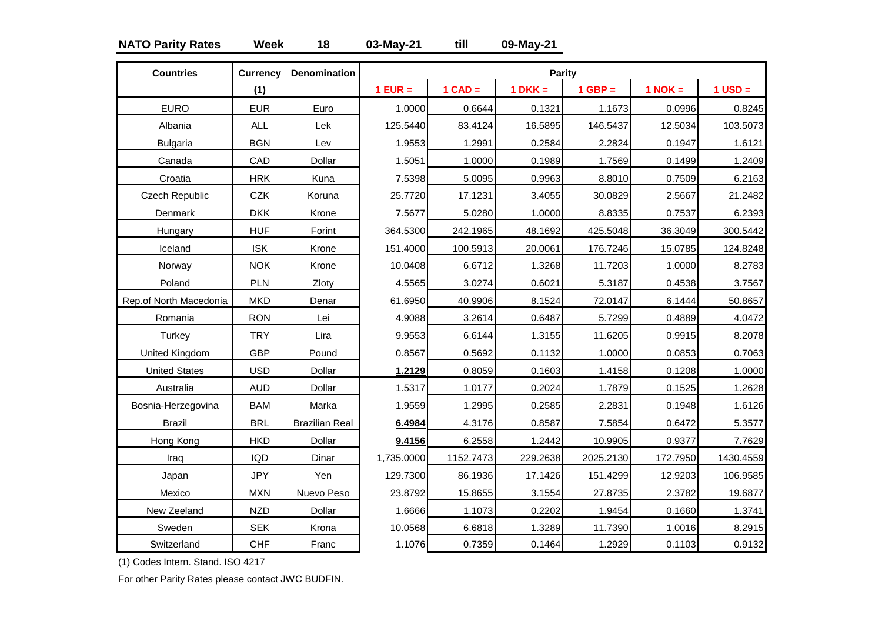**NATO Parity Rates** **Week** **18** **03-May-21** **till** **09-May-21**

| Countries | Currency (1) | Denomination | Parity | | | | | |
|---|---|---|---|---|---|---|---|---|
| | | | 1 EUR = | 1 CAD = | 1 DKK = | 1 GBP = | 1 NOK = | 1 USD = |
| EURO | EUR | Euro | 1.0000 | 0.6644 | 0.1321 | 1.1673 | 0.0996 | 0.8245 |
| Albania | ALL | Lek | 125.5440 | 83.4124 | 16.5895 | 146.5437 | 12.5034 | 103.5073 |
| Bulgaria | BGN | Lev | 1.9553 | 1.2991 | 0.2584 | 2.2824 | 0.1947 | 1.6121 |
| Canada | CAD | Dollar | 1.5051 | 1.0000 | 0.1989 | 1.7569 | 0.1499 | 1.2409 |
| Croatia | HRK | Kuna | 7.5398 | 5.0095 | 0.9963 | 8.8010 | 0.7509 | 6.2163 |
| Czech Republic | CZK | Koruna | 25.7720 | 17.1231 | 3.4055 | 30.0829 | 2.5667 | 21.2482 |
| Denmark | DKK | Krone | 7.5677 | 5.0280 | 1.0000 | 8.8335 | 0.7537 | 6.2393 |
| Hungary | HUF | Forint | 364.5300 | 242.1965 | 48.1692 | 425.5048 | 36.3049 | 300.5442 |
| Iceland | ISK | Krone | 151.4000 | 100.5913 | 20.0061 | 176.7246 | 15.0785 | 124.8248 |
| Norway | NOK | Krone | 10.0408 | 6.6712 | 1.3268 | 11.7203 | 1.0000 | 8.2783 |
| Poland | PLN | Zloty | 4.5565 | 3.0274 | 0.6021 | 5.3187 | 0.4538 | 3.7567 |
| Rep.of North Macedonia | MKD | Denar | 61.6950 | 40.9906 | 8.1524 | 72.0147 | 6.1444 | 50.8657 |
| Romania | RON | Lei | 4.9088 | 3.2614 | 0.6487 | 5.7299 | 0.4889 | 4.0472 |
| Turkey | TRY | Lira | 9.9553 | 6.6144 | 1.3155 | 11.6205 | 0.9915 | 8.2078 |
| United Kingdom | GBP | Pound | 0.8567 | 0.5692 | 0.1132 | 1.0000 | 0.0853 | 0.7063 |
| United States | USD | Dollar | **1.2129** | 0.8059 | 0.1603 | 1.4158 | 0.1208 | 1.0000 |
| Australia | AUD | Dollar | 1.5317 | 1.0177 | 0.2024 | 1.7879 | 0.1525 | 1.2628 |
| Bosnia-Herzegovina | BAM | Marka | 1.9559 | 1.2995 | 0.2585 | 2.2831 | 0.1948 | 1.6126 |
| Brazil | BRL | Brazilian Real | **6.4984** | 4.3176 | 0.8587 | 7.5854 | 0.6472 | 5.3577 |
| Hong Kong | HKD | Dollar | **9.4156** | 6.2558 | 1.2442 | 10.9905 | 0.9377 | 7.7629 |
| Iraq | IQD | Dinar | 1,735.0000 | 1152.7473 | 229.2638 | 2025.2130 | 172.7950 | 1430.4559 |
| Japan | JPY | Yen | 129.7300 | 86.1936 | 17.1426 | 151.4299 | 12.9203 | 106.9585 |
| Mexico | MXN | Nuevo Peso | 23.8792 | 15.8655 | 3.1554 | 27.8735 | 2.3782 | 19.6877 |
| New Zeeland | NZD | Dollar | 1.6666 | 1.1073 | 0.2202 | 1.9454 | 0.1660 | 1.3741 |
| Sweden | SEK | Krona | 10.0568 | 6.6818 | 1.3289 | 11.7390 | 1.0016 | 8.2915 |
| Switzerland | CHF | Franc | 1.1076 | 0.7359 | 0.1464 | 1.2929 | 0.1103 | 0.9132 |

(1) Codes Intern. Stand. ISO 4217

For other Parity Rates please contact JWC BUDFIN.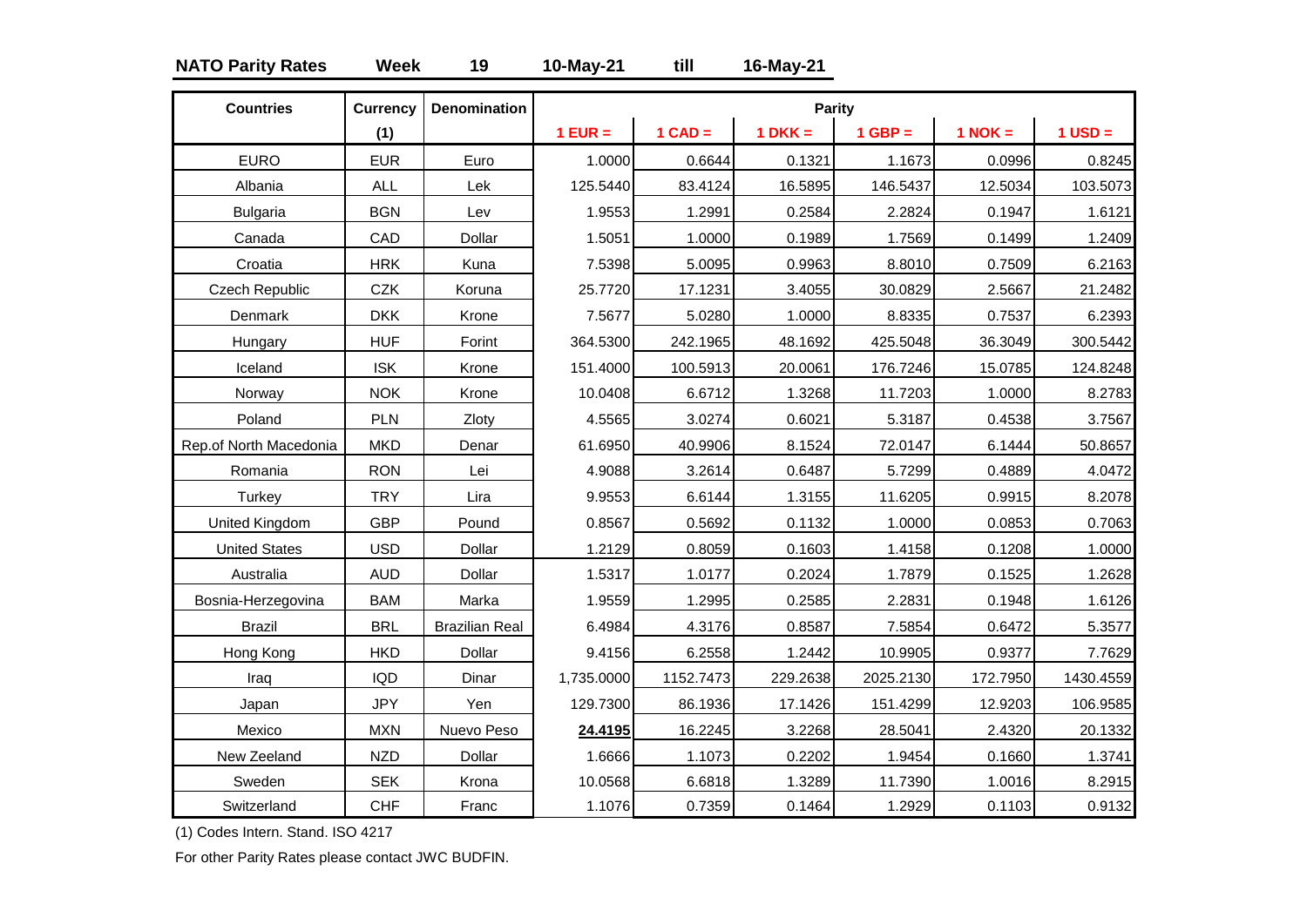**NATO Parity Rates** **Week** **19** **10-May-21** **till** **16-May-21**

| Countries | Currency (1) | Denomination | Parity | | | | | |
|---|---|---|---|---|---|---|---|---|
| | | | 1 EUR = | 1 CAD = | 1 DKK = | 1 GBP = | 1 NOK = | 1 USD = |
| EURO | EUR | Euro | 1.0000 | 0.6644 | 0.1321 | 1.1673 | 0.0996 | 0.8245 |
| Albania | ALL | Lek | 125.5440 | 83.4124 | 16.5895 | 146.5437 | 12.5034 | 103.5073 |
| Bulgaria | BGN | Lev | 1.9553 | 1.2991 | 0.2584 | 2.2824 | 0.1947 | 1.6121 |
| Canada | CAD | Dollar | 1.5051 | 1.0000 | 0.1989 | 1.7569 | 0.1499 | 1.2409 |
| Croatia | HRK | Kuna | 7.5398 | 5.0095 | 0.9963 | 8.8010 | 0.7509 | 6.2163 |
| Czech Republic | CZK | Koruna | 25.7720 | 17.1231 | 3.4055 | 30.0829 | 2.5667 | 21.2482 |
| Denmark | DKK | Krone | 7.5677 | 5.0280 | 1.0000 | 8.8335 | 0.7537 | 6.2393 |
| Hungary | HUF | Forint | 364.5300 | 242.1965 | 48.1692 | 425.5048 | 36.3049 | 300.5442 |
| Iceland | ISK | Krone | 151.4000 | 100.5913 | 20.0061 | 176.7246 | 15.0785 | 124.8248 |
| Norway | NOK | Krone | 10.0408 | 6.6712 | 1.3268 | 11.7203 | 1.0000 | 8.2783 |
| Poland | PLN | Zloty | 4.5565 | 3.0274 | 0.6021 | 5.3187 | 0.4538 | 3.7567 |
| Rep.of North Macedonia | MKD | Denar | 61.6950 | 40.9906 | 8.1524 | 72.0147 | 6.1444 | 50.8657 |
| Romania | RON | Lei | 4.9088 | 3.2614 | 0.6487 | 5.7299 | 0.4889 | 4.0472 |
| Turkey | TRY | Lira | 9.9553 | 6.6144 | 1.3155 | 11.6205 | 0.9915 | 8.2078 |
| United Kingdom | GBP | Pound | 0.8567 | 0.5692 | 0.1132 | 1.0000 | 0.0853 | 0.7063 |
| United States | USD | Dollar | 1.2129 | 0.8059 | 0.1603 | 1.4158 | 0.1208 | 1.0000 |
| Australia | AUD | Dollar | 1.5317 | 1.0177 | 0.2024 | 1.7879 | 0.1525 | 1.2628 |
| Bosnia-Herzegovina | BAM | Marka | 1.9559 | 1.2995 | 0.2585 | 2.2831 | 0.1948 | 1.6126 |
| Brazil | BRL | Brazilian Real | 6.4984 | 4.3176 | 0.8587 | 7.5854 | 0.6472 | 5.3577 |
| Hong Kong | HKD | Dollar | 9.4156 | 6.2558 | 1.2442 | 10.9905 | 0.9377 | 7.7629 |
| Iraq | IQD | Dinar | 1,735.0000 | 1152.7473 | 229.2638 | 2025.2130 | 172.7950 | 1430.4559 |
| Japan | JPY | Yen | 129.7300 | 86.1936 | 17.1426 | 151.4299 | 12.9203 | 106.9585 |
| Mexico | MXN | Nuevo Peso | **24.4195** | 16.2245 | 3.2268 | 28.5041 | 2.4320 | 20.1332 |
| New Zeeland | NZD | Dollar | 1.6666 | 1.1073 | 0.2202 | 1.9454 | 0.1660 | 1.3741 |
| Sweden | SEK | Krona | 10.0568 | 6.6818 | 1.3289 | 11.7390 | 1.0016 | 8.2915 |
| Switzerland | CHF | Franc | 1.1076 | 0.7359 | 0.1464 | 1.2929 | 0.1103 | 0.9132 |

(1) Codes Intern. Stand. ISO 4217

For other Parity Rates please contact JWC BUDFIN.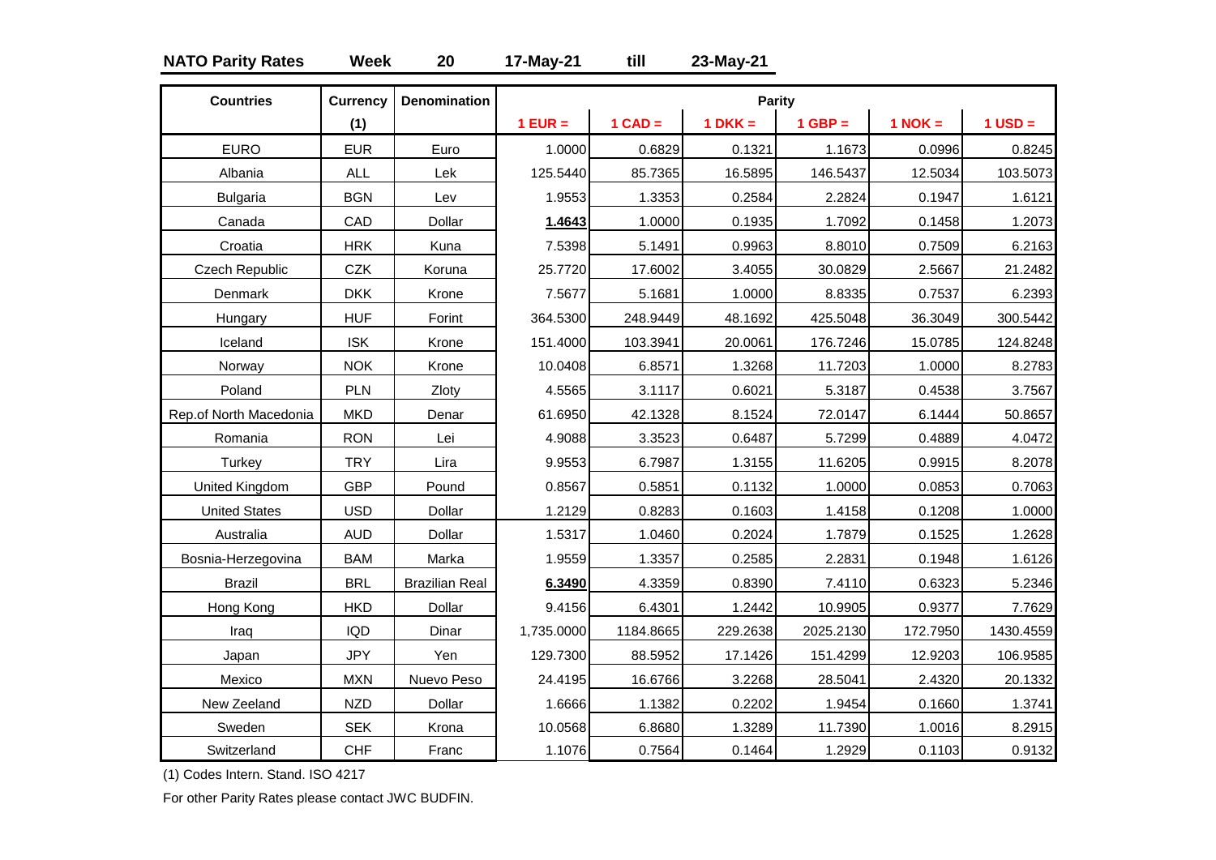**NATO Parity Rates** **Week** **20** **17-May-21** **till** **23-May-21**

| Countries | Currency (1) | Denomination | Parity | | | | | |
|---|---|---|---|---|---|---|---|---|
| | | | 1 EUR = | 1 CAD = | 1 DKK = | 1 GBP = | 1 NOK = | 1 USD = |
| EURO | EUR | Euro | 1.0000 | 0.6829 | 0.1321 | 1.1673 | 0.0996 | 0.8245 |
| Albania | ALL | Lek | 125.5440 | 85.7365 | 16.5895 | 146.5437 | 12.5034 | 103.5073 |
| Bulgaria | BGN | Lev | 1.9553 | 1.3353 | 0.2584 | 2.2824 | 0.1947 | 1.6121 |
| Canada | CAD | Dollar | **1.4643** | 1.0000 | 0.1935 | 1.7092 | 0.1458 | 1.2073 |
| Croatia | HRK | Kuna | 7.5398 | 5.1491 | 0.9963 | 8.8010 | 0.7509 | 6.2163 |
| Czech Republic | CZK | Koruna | 25.7720 | 17.6002 | 3.4055 | 30.0829 | 2.5667 | 21.2482 |
| Denmark | DKK | Krone | 7.5677 | 5.1681 | 1.0000 | 8.8335 | 0.7537 | 6.2393 |
| Hungary | HUF | Forint | 364.5300 | 248.9449 | 48.1692 | 425.5048 | 36.3049 | 300.5442 |
| Iceland | ISK | Krone | 151.4000 | 103.3941 | 20.0061 | 176.7246 | 15.0785 | 124.8248 |
| Norway | NOK | Krone | 10.0408 | 6.8571 | 1.3268 | 11.7203 | 1.0000 | 8.2783 |
| Poland | PLN | Zloty | 4.5565 | 3.1117 | 0.6021 | 5.3187 | 0.4538 | 3.7567 |
| Rep.of North Macedonia | MKD | Denar | 61.6950 | 42.1328 | 8.1524 | 72.0147 | 6.1444 | 50.8657 |
| Romania | RON | Lei | 4.9088 | 3.3523 | 0.6487 | 5.7299 | 0.4889 | 4.0472 |
| Turkey | TRY | Lira | 9.9553 | 6.7987 | 1.3155 | 11.6205 | 0.9915 | 8.2078 |
| United Kingdom | GBP | Pound | 0.8567 | 0.5851 | 0.1132 | 1.0000 | 0.0853 | 0.7063 |
| United States | USD | Dollar | 1.2129 | 0.8283 | 0.1603 | 1.4158 | 0.1208 | 1.0000 |
| Australia | AUD | Dollar | 1.5317 | 1.0460 | 0.2024 | 1.7879 | 0.1525 | 1.2628 |
| Bosnia-Herzegovina | BAM | Marka | 1.9559 | 1.3357 | 0.2585 | 2.2831 | 0.1948 | 1.6126 |
| Brazil | BRL | Brazilian Real | **6.3490** | 4.3359 | 0.8390 | 7.4110 | 0.6323 | 5.2346 |
| Hong Kong | HKD | Dollar | 9.4156 | 6.4301 | 1.2442 | 10.9905 | 0.9377 | 7.7629 |
| Iraq | IQD | Dinar | 1,735.0000 | 1184.8665 | 229.2638 | 2025.2130 | 172.7950 | 1430.4559 |
| Japan | JPY | Yen | 129.7300 | 88.5952 | 17.1426 | 151.4299 | 12.9203 | 106.9585 |
| Mexico | MXN | Nuevo Peso | 24.4195 | 16.6766 | 3.2268 | 28.5041 | 2.4320 | 20.1332 |
| New Zeeland | NZD | Dollar | 1.6666 | 1.1382 | 0.2202 | 1.9454 | 0.1660 | 1.3741 |
| Sweden | SEK | Krona | 10.0568 | 6.8680 | 1.3289 | 11.7390 | 1.0016 | 8.2915 |
| Switzerland | CHF | Franc | 1.1076 | 0.7564 | 0.1464 | 1.2929 | 0.1103 | 0.9132 |

(1) Codes Intern. Stand. ISO 4217

For other Parity Rates please contact JWC BUDFIN.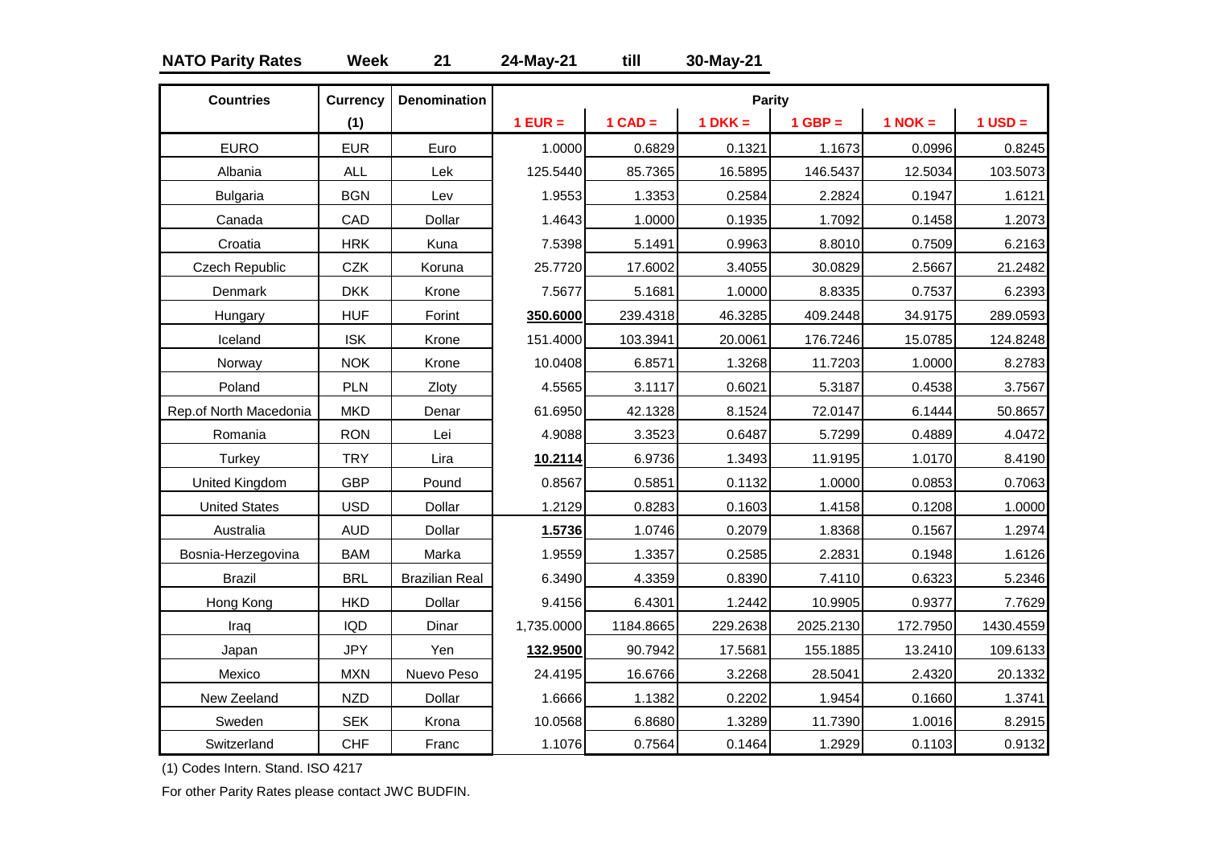**NATO Parity Rates** **Week** **21** **24-May-21** **till** **30-May-21**

| Countries | Currency (1) | Denomination | Parity | | | | | |
|---|---|---|---|---|---|---|---|---|
| | | | 1 EUR = | 1 CAD = | 1 DKK = | 1 GBP = | 1 NOK = | 1 USD = |
| EURO | EUR | Euro | 1.0000 | 0.6829 | 0.1321 | 1.1673 | 0.0996 | 0.8245 |
| Albania | ALL | Lek | 125.5440 | 85.7365 | 16.5895 | 146.5437 | 12.5034 | 103.5073 |
| Bulgaria | BGN | Lev | 1.9553 | 1.3353 | 0.2584 | 2.2824 | 0.1947 | 1.6121 |
| Canada | CAD | Dollar | 1.4643 | 1.0000 | 0.1935 | 1.7092 | 0.1458 | 1.2073 |
| Croatia | HRK | Kuna | 7.5398 | 5.1491 | 0.9963 | 8.8010 | 0.7509 | 6.2163 |
| Czech Republic | CZK | Koruna | 25.7720 | 17.6002 | 3.4055 | 30.0829 | 2.5667 | 21.2482 |
| Denmark | DKK | Krone | 7.5677 | 5.1681 | 1.0000 | 8.8335 | 0.7537 | 6.2393 |
| Hungary | HUF | Forint | **350.6000** | 239.4318 | 46.3285 | 409.2448 | 34.9175 | 289.0593 |
| Iceland | ISK | Krone | 151.4000 | 103.3941 | 20.0061 | 176.7246 | 15.0785 | 124.8248 |
| Norway | NOK | Krone | 10.0408 | 6.8571 | 1.3268 | 11.7203 | 1.0000 | 8.2783 |
| Poland | PLN | Zloty | 4.5565 | 3.1117 | 0.6021 | 5.3187 | 0.4538 | 3.7567 |
| Rep.of North Macedonia | MKD | Denar | 61.6950 | 42.1328 | 8.1524 | 72.0147 | 6.1444 | 50.8657 |
| Romania | RON | Lei | 4.9088 | 3.3523 | 0.6487 | 5.7299 | 0.4889 | 4.0472 |
| Turkey | TRY | Lira | **10.2114** | 6.9736 | 1.3493 | 11.9195 | 1.0170 | 8.4190 |
| United Kingdom | GBP | Pound | 0.8567 | 0.5851 | 0.1132 | 1.0000 | 0.0853 | 0.7063 |
| United States | USD | Dollar | 1.2129 | 0.8283 | 0.1603 | 1.4158 | 0.1208 | 1.0000 |
| Australia | AUD | Dollar | **1.5736** | 1.0746 | 0.2079 | 1.8368 | 0.1567 | 1.2974 |
| Bosnia-Herzegovina | BAM | Marka | 1.9559 | 1.3357 | 0.2585 | 2.2831 | 0.1948 | 1.6126 |
| Brazil | BRL | Brazilian Real | 6.3490 | 4.3359 | 0.8390 | 7.4110 | 0.6323 | 5.2346 |
| Hong Kong | HKD | Dollar | 9.4156 | 6.4301 | 1.2442 | 10.9905 | 0.9377 | 7.7629 |
| Iraq | IQD | Dinar | 1,735.0000 | 1184.8665 | 229.2638 | 2025.2130 | 172.7950 | 1430.4559 |
| Japan | JPY | Yen | **132.9500** | 90.7942 | 17.5681 | 155.1885 | 13.2410 | 109.6133 |
| Mexico | MXN | Nuevo Peso | 24.4195 | 16.6766 | 3.2268 | 28.5041 | 2.4320 | 20.1332 |
| New Zeeland | NZD | Dollar | 1.6666 | 1.1382 | 0.2202 | 1.9454 | 0.1660 | 1.3741 |
| Sweden | SEK | Krona | 10.0568 | 6.8680 | 1.3289 | 11.7390 | 1.0016 | 8.2915 |
| Switzerland | CHF | Franc | 1.1076 | 0.7564 | 0.1464 | 1.2929 | 0.1103 | 0.9132 |

(1) Codes Intern. Stand. ISO 4217

For other Parity Rates please contact JWC BUDFIN.